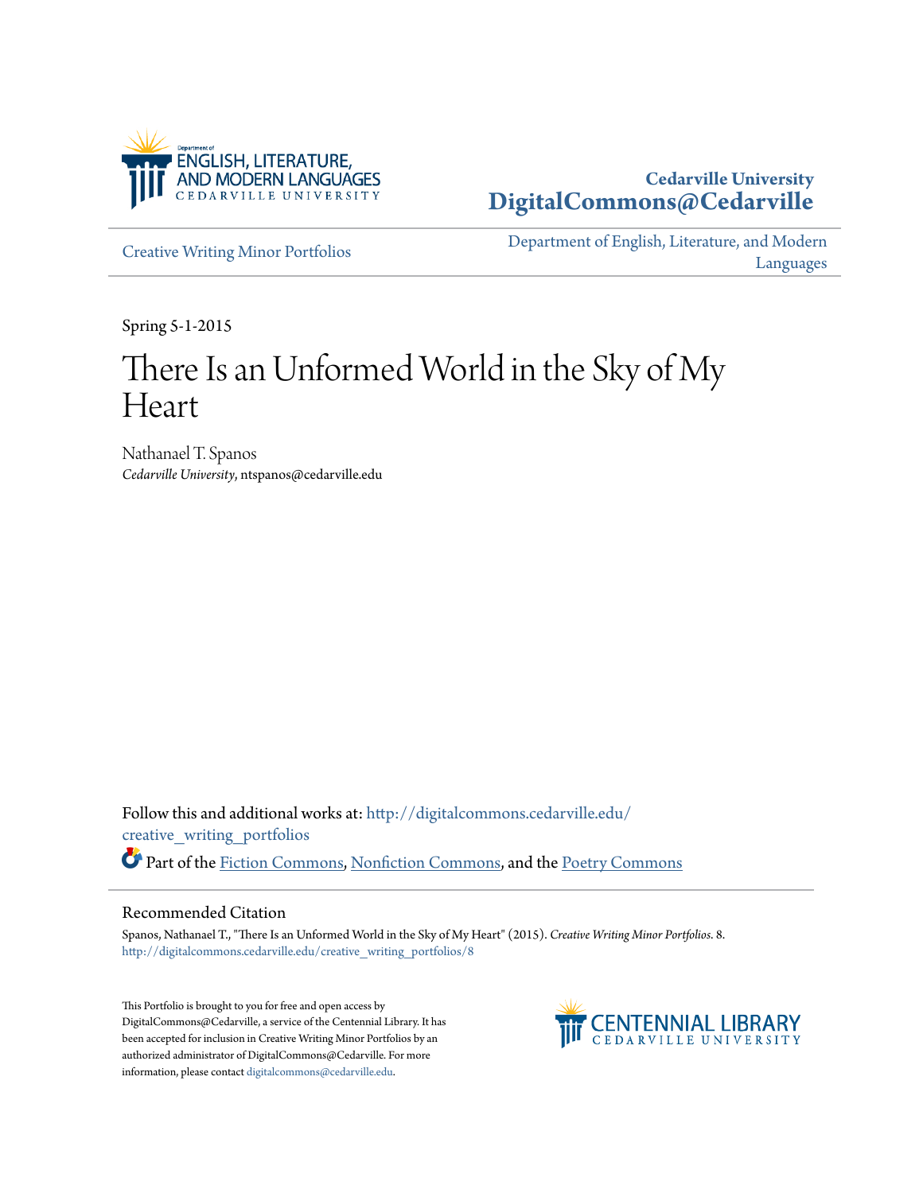Department of ENGLISH, LITERATURE, AND MODERN LANGUAGES CEDARVILLE UNIVERSITY

**Cedarville University**
**DigitalCommons@Cedarville**

Creative Writing Minor Portfolios

Department of English, Literature, and Modern Languages

Spring 5-1-2015

# There Is an Unformed World in the Sky of My Heart

Nathanael T. Spanos
*Cedarville University*, ntspanos@cedarville.edu

Follow this and additional works at: http://digitalcommons.cedarville.edu/creative_writing_portfolios

Part of the Fiction Commons, Nonfiction Commons, and the Poetry Commons

## Recommended Citation

Spanos, Nathanael T., "There Is an Unformed World in the Sky of My Heart" (2015). *Creative Writing Minor Portfolios*. 8.
http://digitalcommons.cedarville.edu/creative_writing_portfolios/8

This Portfolio is brought to you for free and open access by DigitalCommons@Cedarville, a service of the Centennial Library. It has been accepted for inclusion in Creative Writing Minor Portfolios by an authorized administrator of DigitalCommons@Cedarville. For more information, please contact digitalcommons@cedarville.edu.

CENTENNIAL LIBRARY CEDARVILLE UNIVERSITY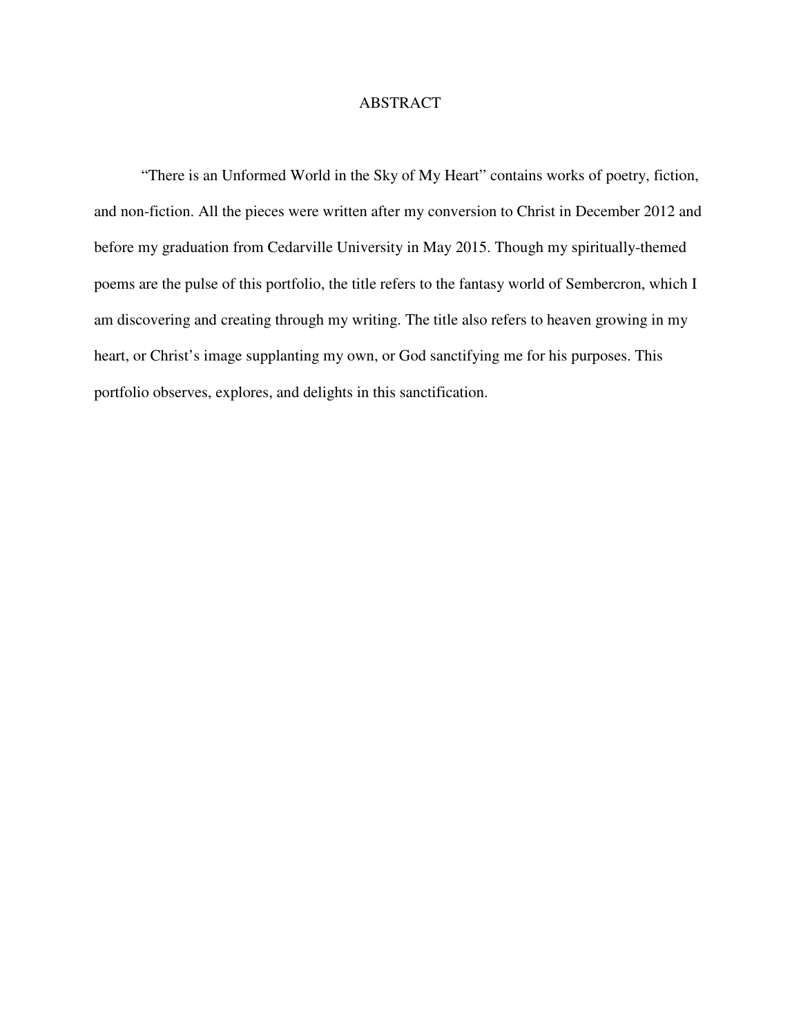# ABSTRACT

"There is an Unformed World in the Sky of My Heart" contains works of poetry, fiction, and non-fiction. All the pieces were written after my conversion to Christ in December 2012 and before my graduation from Cedarville University in May 2015. Though my spiritually-themed poems are the pulse of this portfolio, the title refers to the fantasy world of Sembercron, which I am discovering and creating through my writing. The title also refers to heaven growing in my heart, or Christ's image supplanting my own, or God sanctifying me for his purposes. This portfolio observes, explores, and delights in this sanctification.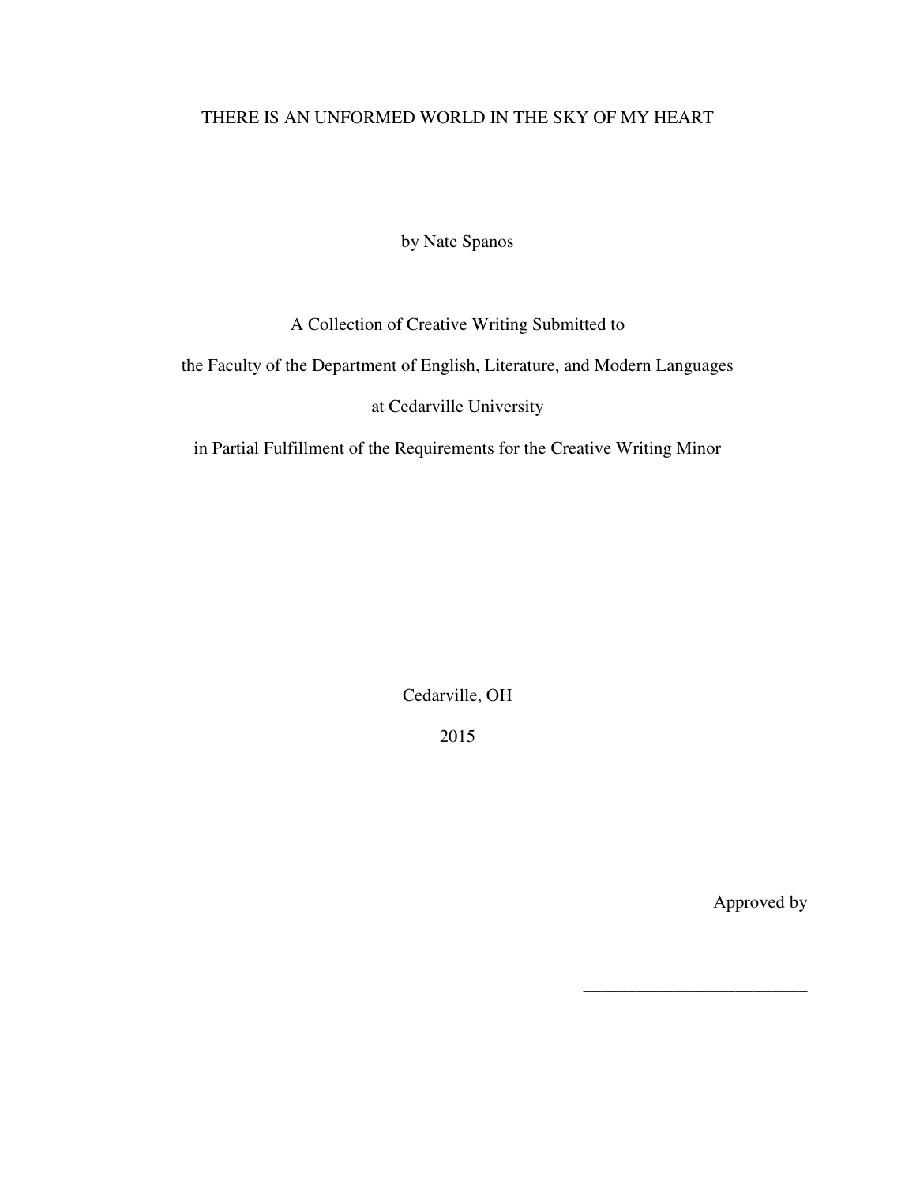# THERE IS AN UNFORMED WORLD IN THE SKY OF MY HEART

by Nate Spanos

A Collection of Creative Writing Submitted to

the Faculty of the Department of English, Literature, and Modern Languages

at Cedarville University

in Partial Fulfillment of the Requirements for the Creative Writing Minor

Cedarville, OH

2015

Approved by

_________________________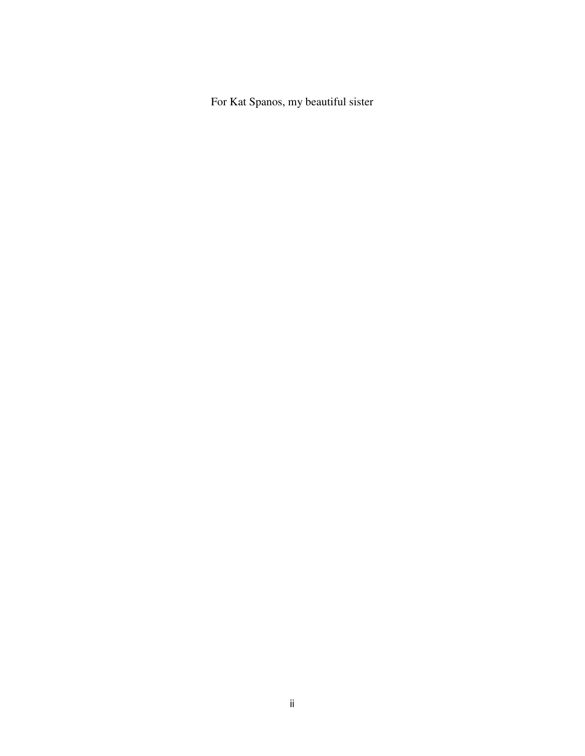For Kat Spanos, my beautiful sister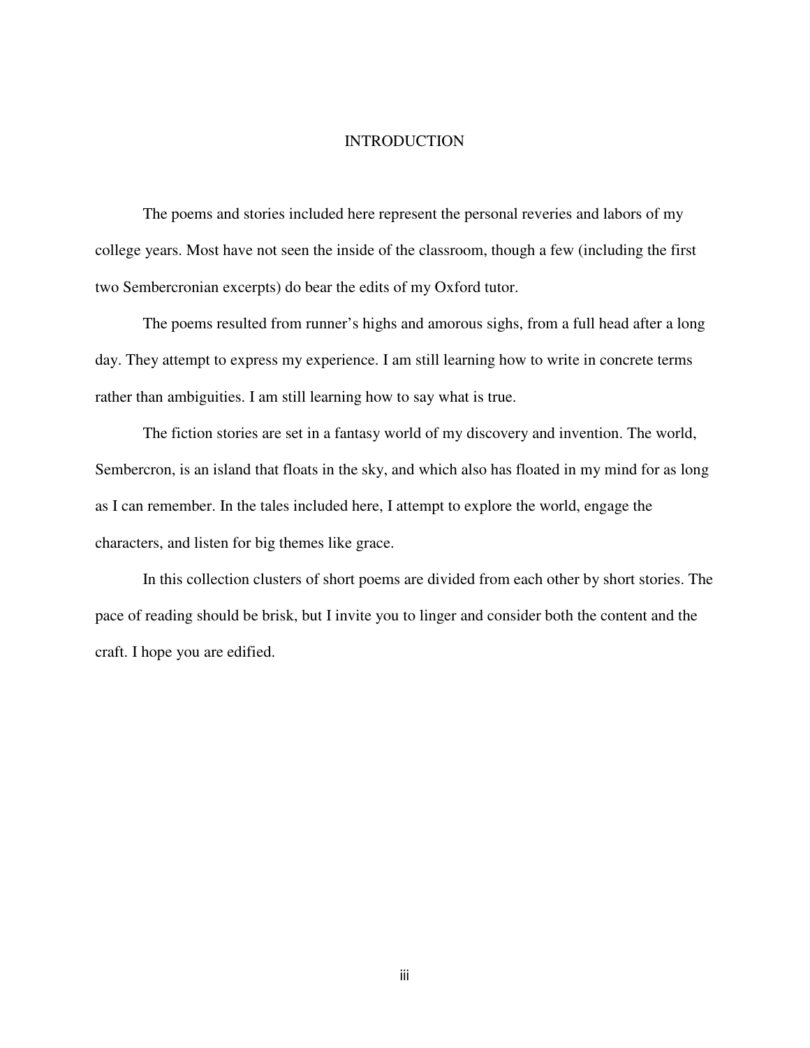# INTRODUCTION

The poems and stories included here represent the personal reveries and labors of my college years. Most have not seen the inside of the classroom, though a few (including the first two Sembercronian excerpts) do bear the edits of my Oxford tutor.

The poems resulted from runner's highs and amorous sighs, from a full head after a long day. They attempt to express my experience. I am still learning how to write in concrete terms rather than ambiguities. I am still learning how to say what is true.

The fiction stories are set in a fantasy world of my discovery and invention. The world, Sembercron, is an island that floats in the sky, and which also has floated in my mind for as long as I can remember. In the tales included here, I attempt to explore the world, engage the characters, and listen for big themes like grace.

In this collection clusters of short poems are divided from each other by short stories. The pace of reading should be brisk, but I invite you to linger and consider both the content and the craft. I hope you are edified.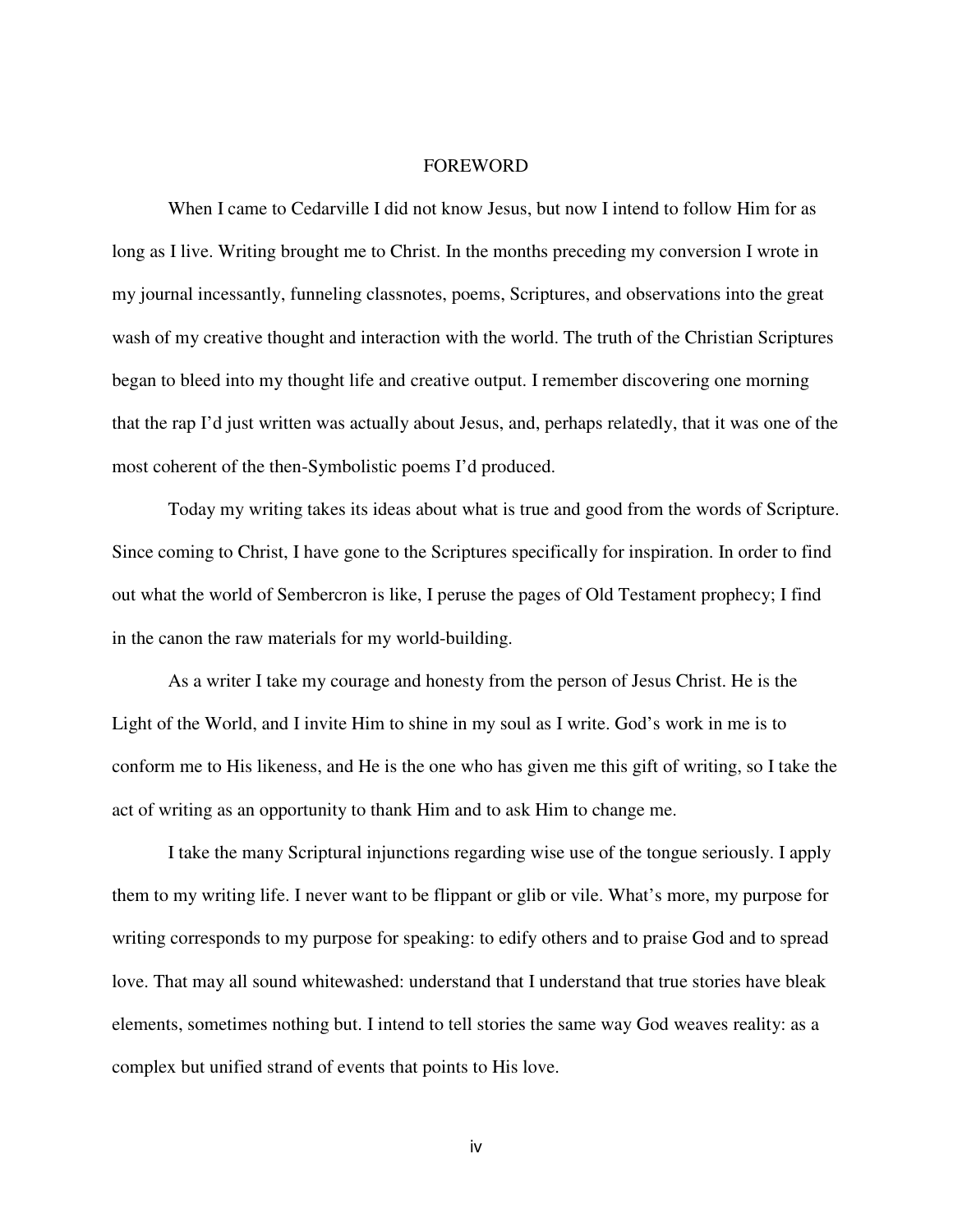# FOREWORD

When I came to Cedarville I did not know Jesus, but now I intend to follow Him for as long as I live. Writing brought me to Christ. In the months preceding my conversion I wrote in my journal incessantly, funneling classnotes, poems, Scriptures, and observations into the great wash of my creative thought and interaction with the world. The truth of the Christian Scriptures began to bleed into my thought life and creative output. I remember discovering one morning that the rap I'd just written was actually about Jesus, and, perhaps relatedly, that it was one of the most coherent of the then-Symbolistic poems I'd produced.

Today my writing takes its ideas about what is true and good from the words of Scripture. Since coming to Christ, I have gone to the Scriptures specifically for inspiration. In order to find out what the world of Sembercron is like, I peruse the pages of Old Testament prophecy; I find in the canon the raw materials for my world-building.

As a writer I take my courage and honesty from the person of Jesus Christ. He is the Light of the World, and I invite Him to shine in my soul as I write. God's work in me is to conform me to His likeness, and He is the one who has given me this gift of writing, so I take the act of writing as an opportunity to thank Him and to ask Him to change me.

I take the many Scriptural injunctions regarding wise use of the tongue seriously. I apply them to my writing life. I never want to be flippant or glib or vile. What's more, my purpose for writing corresponds to my purpose for speaking: to edify others and to praise God and to spread love. That may all sound whitewashed: understand that I understand that true stories have bleak elements, sometimes nothing but. I intend to tell stories the same way God weaves reality: as a complex but unified strand of events that points to His love.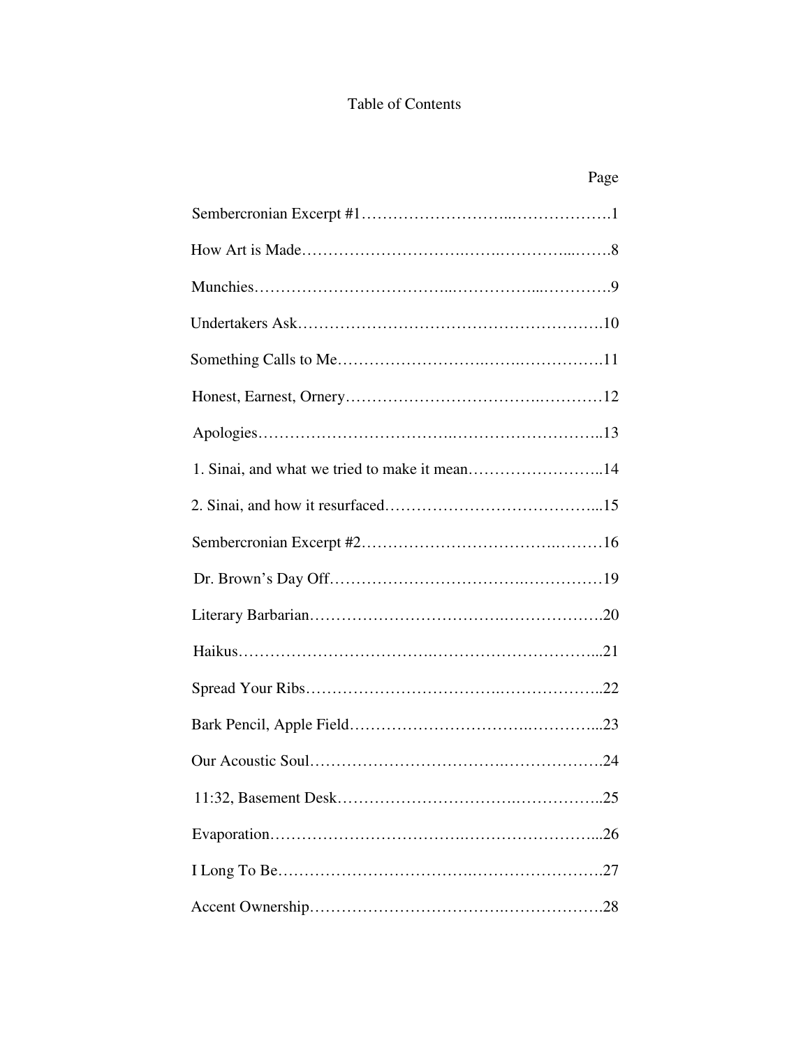# Table of Contents

| | Page |
|---|---|
| Sembercronian Excerpt #1 | 1 |
| How Art is Made | 8 |
| Munchies | 9 |
| Undertakers Ask | 10 |
| Something Calls to Me | 11 |
| Honest, Earnest, Ornery | 12 |
| Apologies | 13 |
| 1. Sinai, and what we tried to make it mean | 14 |
| 2. Sinai, and how it resurfaced | 15 |
| Sembercronian Excerpt #2 | 16 |
| Dr. Brown's Day Off | 19 |
| Literary Barbarian | 20 |
| Haikus | 21 |
| Spread Your Ribs | 22 |
| Bark Pencil, Apple Field | 23 |
| Our Acoustic Soul | 24 |
| 11:32, Basement Desk | 25 |
| Evaporation | 26 |
| I Long To Be | 27 |
| Accent Ownership | 28 |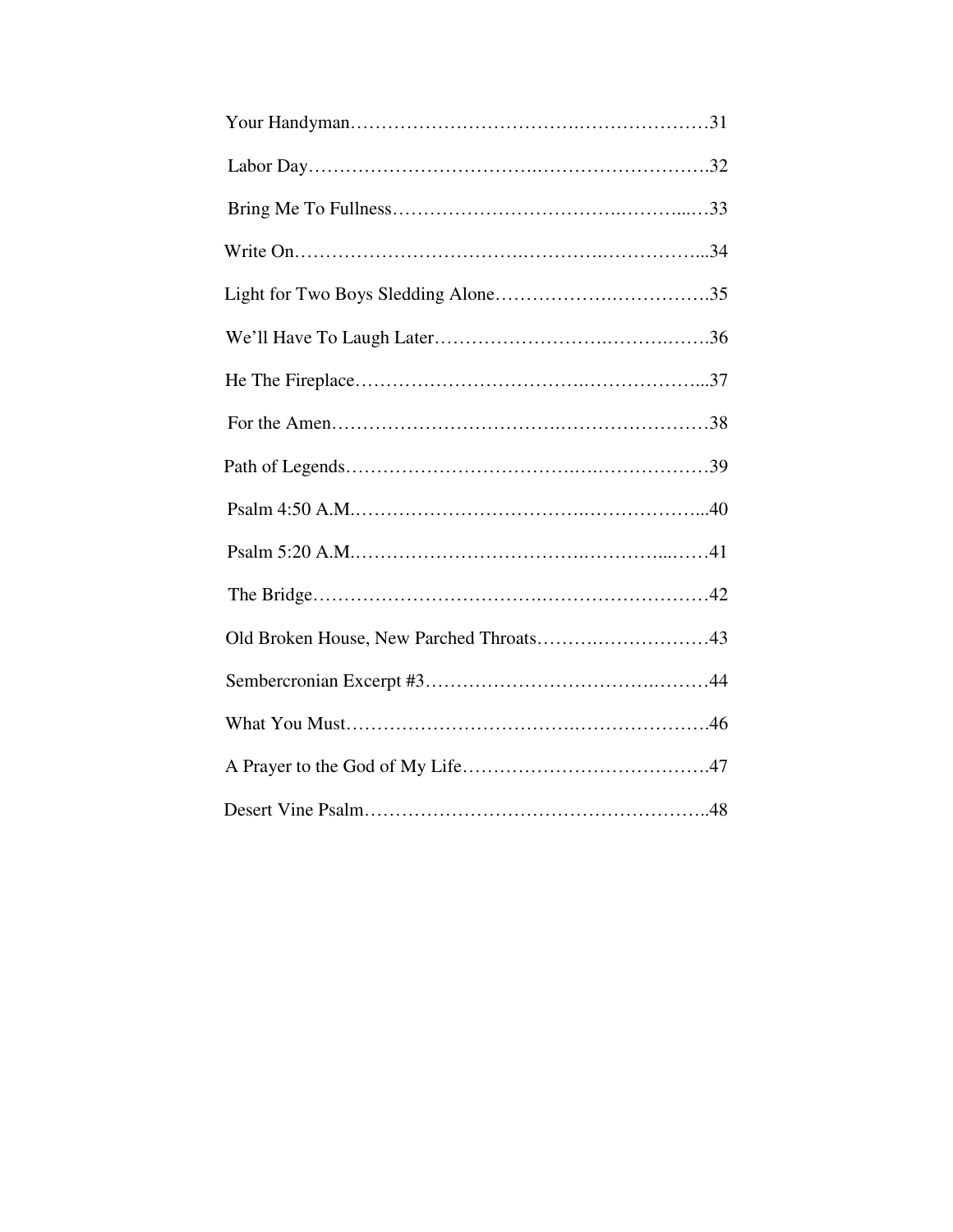Your Handyman……………………………………………………31

Labor Day…………………………………………………………32

Bring Me To Fullness…………………………………………33

Write On……………………………………………………………34

Light for Two Boys Sledding Alone…………………………35

We'll Have To Laugh Later……………………………………36

He The Fireplace…………………………………………………37

For the Amen………………………………………………………38

Path of Legends……………………………………………………39

Psalm 4:50 A.M.……………………………………………………40

Psalm 5:20 A.M.……………………………………………………41

The Bridge……………………………………………………………42

Old Broken House, New Parched Throats…………………43

Sembercronian Excerpt #3……………………………………44

What You Must……………………………………………………46

A Prayer to the God of My Life………………………………47

Desert Vine Psalm…………………………………………………48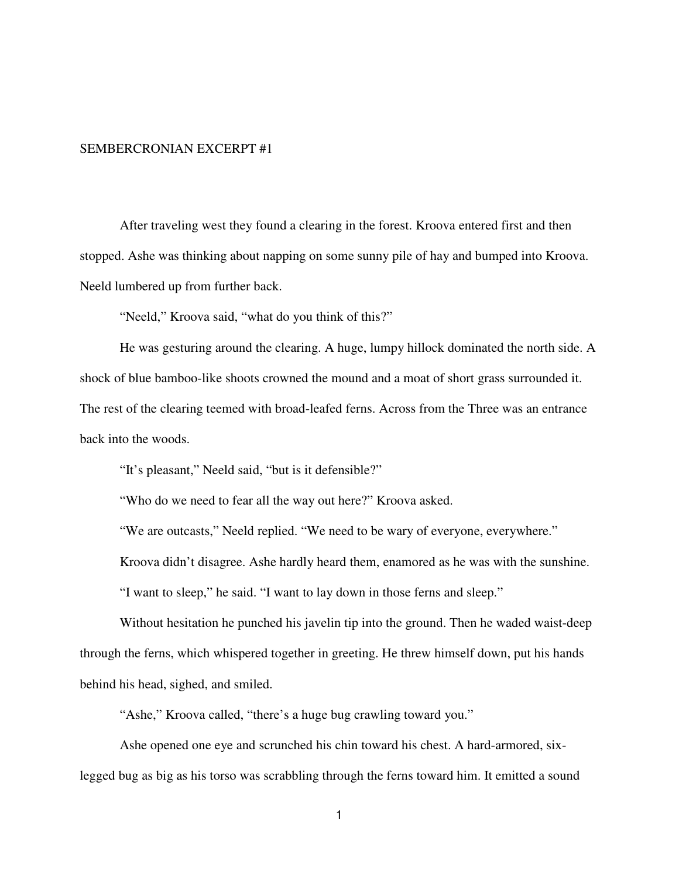# SEMBERCRONIAN EXCERPT #1

After traveling west they found a clearing in the forest. Kroova entered first and then stopped. Ashe was thinking about napping on some sunny pile of hay and bumped into Kroova. Neeld lumbered up from further back.

"Neeld," Kroova said, "what do you think of this?"

He was gesturing around the clearing. A huge, lumpy hillock dominated the north side. A shock of blue bamboo-like shoots crowned the mound and a moat of short grass surrounded it. The rest of the clearing teemed with broad-leafed ferns. Across from the Three was an entrance back into the woods.

"It's pleasant," Neeld said, "but is it defensible?"

"Who do we need to fear all the way out here?" Kroova asked.

"We are outcasts," Neeld replied. "We need to be wary of everyone, everywhere."

Kroova didn't disagree. Ashe hardly heard them, enamored as he was with the sunshine.

"I want to sleep," he said. "I want to lay down in those ferns and sleep."

Without hesitation he punched his javelin tip into the ground. Then he waded waist-deep through the ferns, which whispered together in greeting. He threw himself down, put his hands behind his head, sighed, and smiled.

"Ashe," Kroova called, "there's a huge bug crawling toward you."

Ashe opened one eye and scrunched his chin toward his chest. A hard-armored, six-legged bug as big as his torso was scrabbling through the ferns toward him. It emitted a sound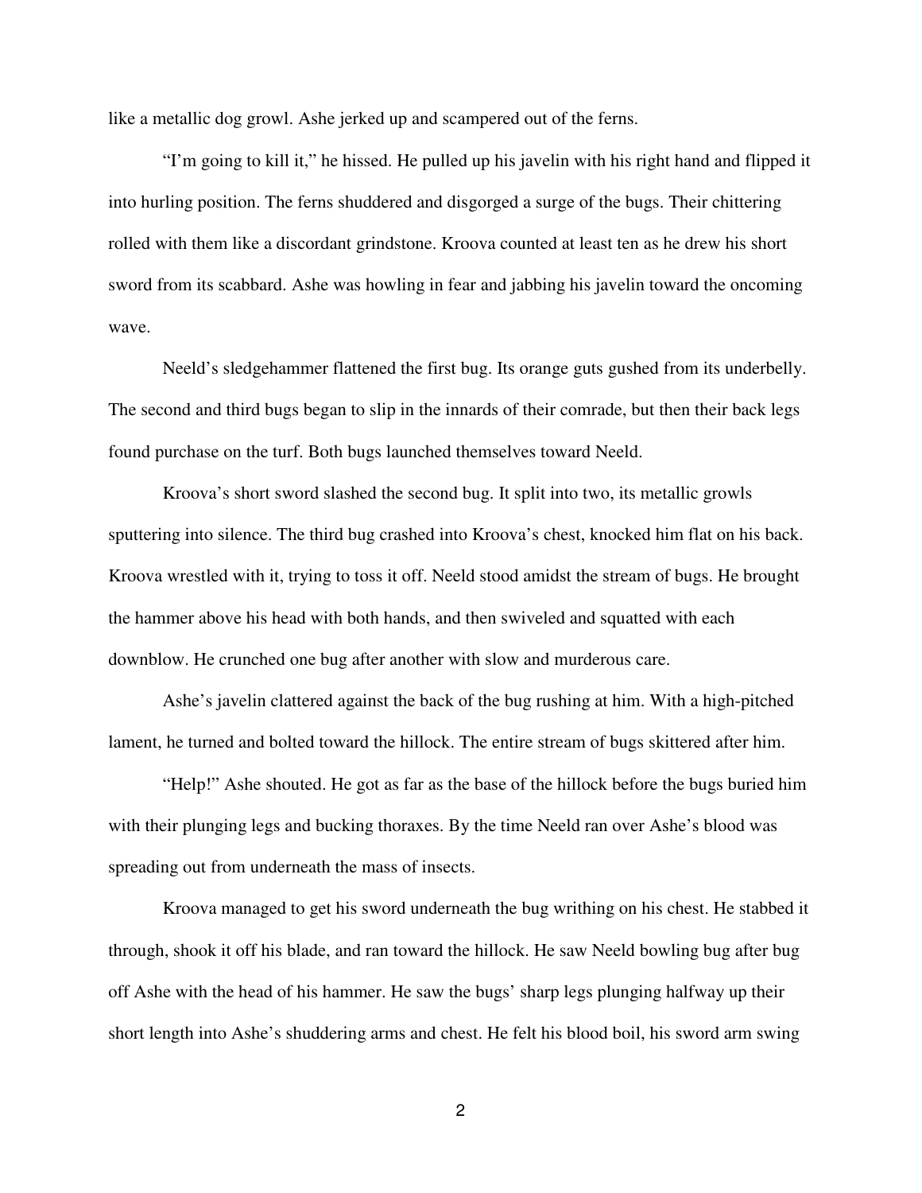like a metallic dog growl. Ashe jerked up and scampered out of the ferns.

"I'm going to kill it," he hissed. He pulled up his javelin with his right hand and flipped it into hurling position. The ferns shuddered and disgorged a surge of the bugs. Their chittering rolled with them like a discordant grindstone. Kroova counted at least ten as he drew his short sword from its scabbard. Ashe was howling in fear and jabbing his javelin toward the oncoming wave.

Neeld's sledgehammer flattened the first bug. Its orange guts gushed from its underbelly. The second and third bugs began to slip in the innards of their comrade, but then their back legs found purchase on the turf. Both bugs launched themselves toward Neeld.

Kroova's short sword slashed the second bug. It split into two, its metallic growls sputtering into silence. The third bug crashed into Kroova's chest, knocked him flat on his back. Kroova wrestled with it, trying to toss it off. Neeld stood amidst the stream of bugs. He brought the hammer above his head with both hands, and then swiveled and squatted with each downblow. He crunched one bug after another with slow and murderous care.

Ashe's javelin clattered against the back of the bug rushing at him. With a high-pitched lament, he turned and bolted toward the hillock. The entire stream of bugs skittered after him.

"Help!" Ashe shouted. He got as far as the base of the hillock before the bugs buried him with their plunging legs and bucking thoraxes. By the time Neeld ran over Ashe's blood was spreading out from underneath the mass of insects.

Kroova managed to get his sword underneath the bug writhing on his chest. He stabbed it through, shook it off his blade, and ran toward the hillock. He saw Neeld bowling bug after bug off Ashe with the head of his hammer. He saw the bugs' sharp legs plunging halfway up their short length into Ashe's shuddering arms and chest. He felt his blood boil, his sword arm swing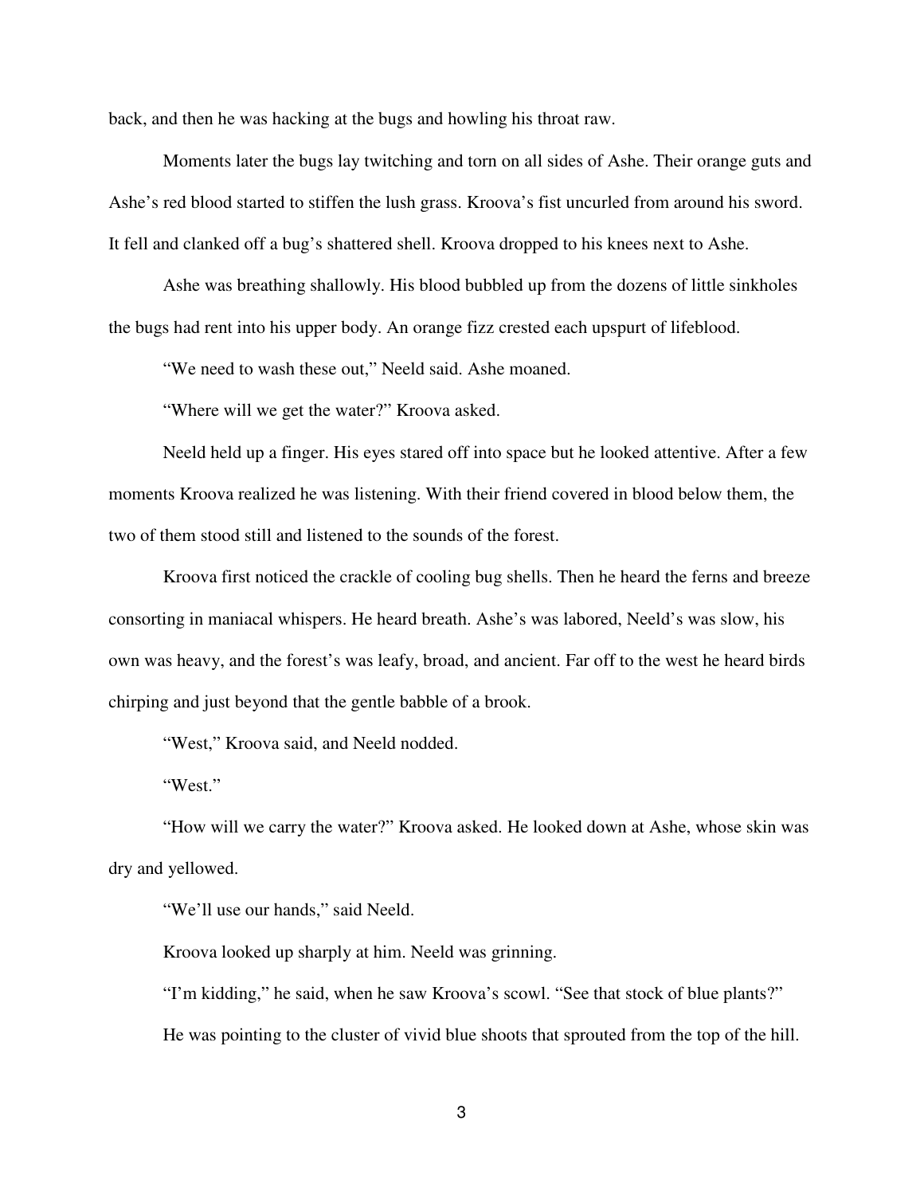back, and then he was hacking at the bugs and howling his throat raw.

Moments later the bugs lay twitching and torn on all sides of Ashe. Their orange guts and Ashe's red blood started to stiffen the lush grass. Kroova's fist uncurled from around his sword. It fell and clanked off a bug's shattered shell. Kroova dropped to his knees next to Ashe.

Ashe was breathing shallowly. His blood bubbled up from the dozens of little sinkholes the bugs had rent into his upper body. An orange fizz crested each upspurt of lifeblood.

"We need to wash these out," Neeld said. Ashe moaned.

"Where will we get the water?" Kroova asked.

Neeld held up a finger. His eyes stared off into space but he looked attentive. After a few moments Kroova realized he was listening. With their friend covered in blood below them, the two of them stood still and listened to the sounds of the forest.

Kroova first noticed the crackle of cooling bug shells. Then he heard the ferns and breeze consorting in maniacal whispers. He heard breath. Ashe's was labored, Neeld's was slow, his own was heavy, and the forest's was leafy, broad, and ancient. Far off to the west he heard birds chirping and just beyond that the gentle babble of a brook.

"West," Kroova said, and Neeld nodded.

"West."

"How will we carry the water?" Kroova asked. He looked down at Ashe, whose skin was dry and yellowed.

"We'll use our hands," said Neeld.

Kroova looked up sharply at him. Neeld was grinning.

"I'm kidding," he said, when he saw Kroova's scowl. "See that stock of blue plants?"

He was pointing to the cluster of vivid blue shoots that sprouted from the top of the hill.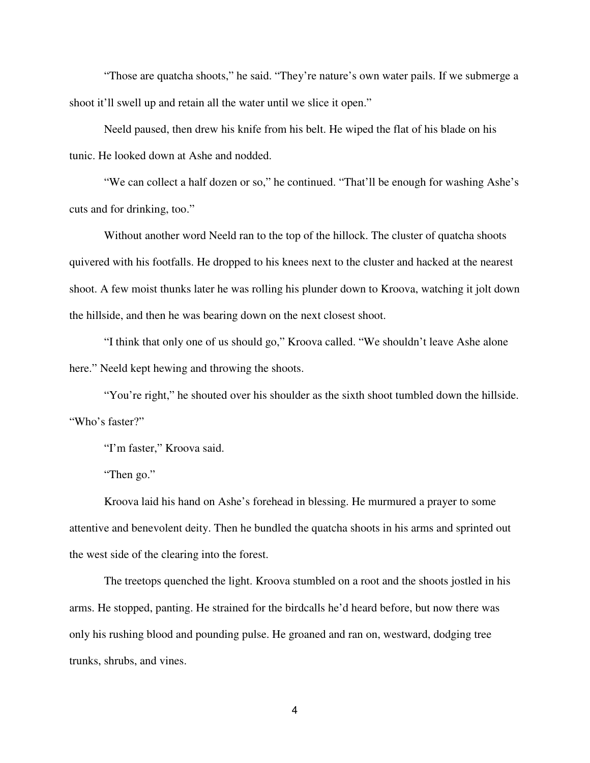"Those are quatcha shoots," he said. "They're nature's own water pails. If we submerge a shoot it'll swell up and retain all the water until we slice it open."

Neeld paused, then drew his knife from his belt. He wiped the flat of his blade on his tunic. He looked down at Ashe and nodded.

"We can collect a half dozen or so," he continued. "That'll be enough for washing Ashe's cuts and for drinking, too."

Without another word Neeld ran to the top of the hillock. The cluster of quatcha shoots quivered with his footfalls. He dropped to his knees next to the cluster and hacked at the nearest shoot. A few moist thunks later he was rolling his plunder down to Kroova, watching it jolt down the hillside, and then he was bearing down on the next closest shoot.

"I think that only one of us should go," Kroova called. "We shouldn't leave Ashe alone here." Neeld kept hewing and throwing the shoots.

"You're right," he shouted over his shoulder as the sixth shoot tumbled down the hillside. "Who's faster?"

"I'm faster," Kroova said.

"Then go."

Kroova laid his hand on Ashe's forehead in blessing. He murmured a prayer to some attentive and benevolent deity. Then he bundled the quatcha shoots in his arms and sprinted out the west side of the clearing into the forest.

The treetops quenched the light. Kroova stumbled on a root and the shoots jostled in his arms. He stopped, panting. He strained for the birdcalls he'd heard before, but now there was only his rushing blood and pounding pulse. He groaned and ran on, westward, dodging tree trunks, shrubs, and vines.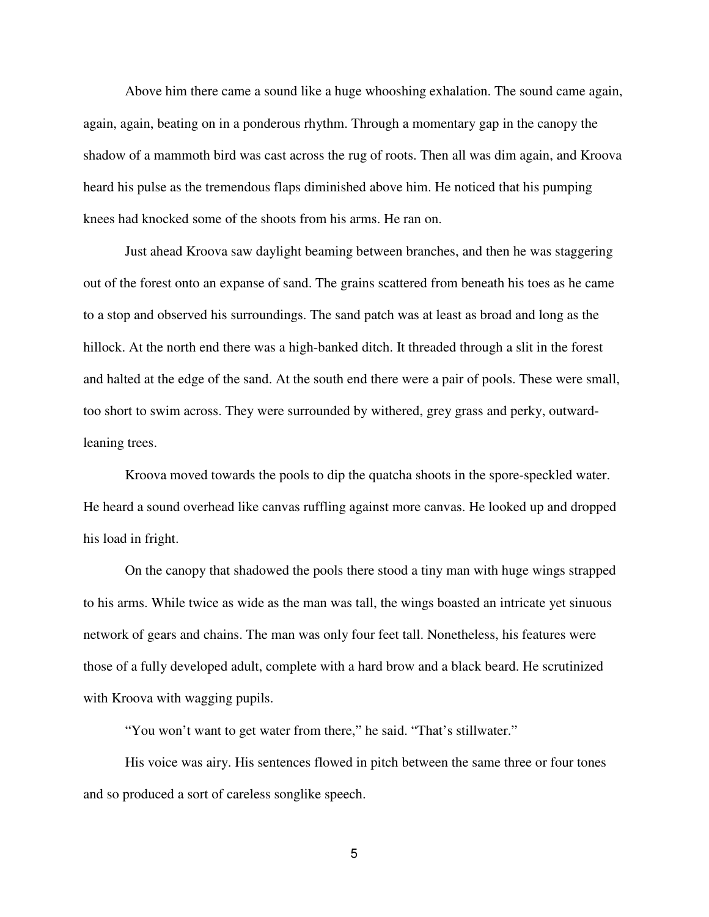Above him there came a sound like a huge whooshing exhalation. The sound came again, again, again, beating on in a ponderous rhythm. Through a momentary gap in the canopy the shadow of a mammoth bird was cast across the rug of roots. Then all was dim again, and Kroova heard his pulse as the tremendous flaps diminished above him. He noticed that his pumping knees had knocked some of the shoots from his arms. He ran on.

Just ahead Kroova saw daylight beaming between branches, and then he was staggering out of the forest onto an expanse of sand. The grains scattered from beneath his toes as he came to a stop and observed his surroundings. The sand patch was at least as broad and long as the hillock. At the north end there was a high-banked ditch. It threaded through a slit in the forest and halted at the edge of the sand. At the south end there were a pair of pools. These were small, too short to swim across. They were surrounded by withered, grey grass and perky, outward-leaning trees.

Kroova moved towards the pools to dip the quatcha shoots in the spore-speckled water. He heard a sound overhead like canvas ruffling against more canvas. He looked up and dropped his load in fright.

On the canopy that shadowed the pools there stood a tiny man with huge wings strapped to his arms. While twice as wide as the man was tall, the wings boasted an intricate yet sinuous network of gears and chains. The man was only four feet tall. Nonetheless, his features were those of a fully developed adult, complete with a hard brow and a black beard. He scrutinized with Kroova with wagging pupils.

"You won't want to get water from there," he said. "That's stillwater."

His voice was airy. His sentences flowed in pitch between the same three or four tones and so produced a sort of careless songlike speech.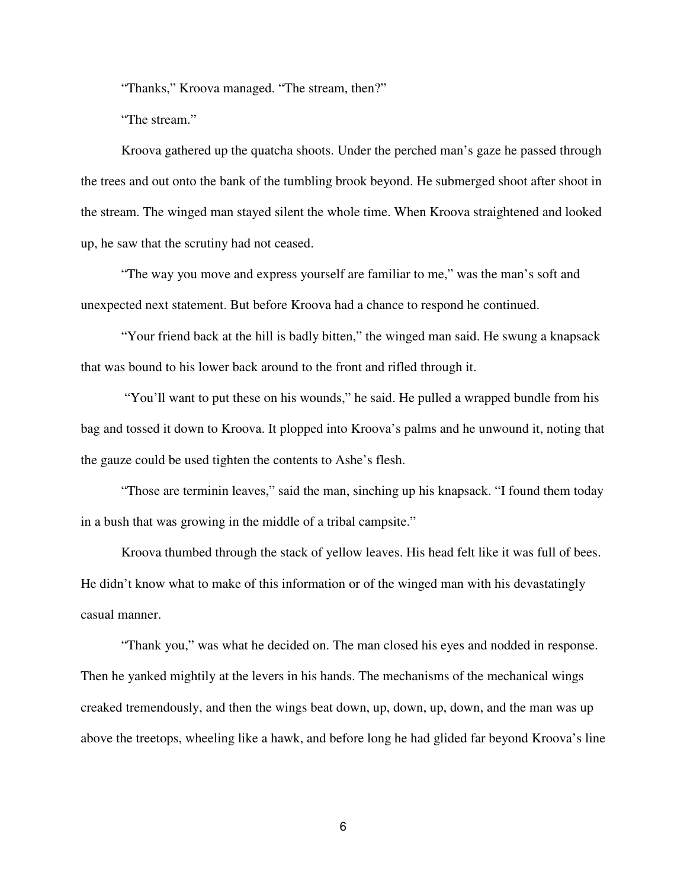“Thanks,” Kroova managed. “The stream, then?”

“The stream.”

Kroova gathered up the quatcha shoots. Under the perched man’s gaze he passed through the trees and out onto the bank of the tumbling brook beyond. He submerged shoot after shoot in the stream. The winged man stayed silent the whole time. When Kroova straightened and looked up, he saw that the scrutiny had not ceased.

“The way you move and express yourself are familiar to me,” was the man’s soft and unexpected next statement. But before Kroova had a chance to respond he continued.

“Your friend back at the hill is badly bitten,” the winged man said. He swung a knapsack that was bound to his lower back around to the front and rifled through it.

“You’ll want to put these on his wounds,” he said. He pulled a wrapped bundle from his bag and tossed it down to Kroova. It plopped into Kroova’s palms and he unwound it, noting that the gauze could be used tighten the contents to Ashe’s flesh.

“Those are terminin leaves,” said the man, sinching up his knapsack. “I found them today in a bush that was growing in the middle of a tribal campsite.”

Kroova thumbed through the stack of yellow leaves. His head felt like it was full of bees. He didn’t know what to make of this information or of the winged man with his devastatingly casual manner.

“Thank you,” was what he decided on. The man closed his eyes and nodded in response. Then he yanked mightily at the levers in his hands. The mechanisms of the mechanical wings creaked tremendously, and then the wings beat down, up, down, up, down, and the man was up above the treetops, wheeling like a hawk, and before long he had glided far beyond Kroova’s line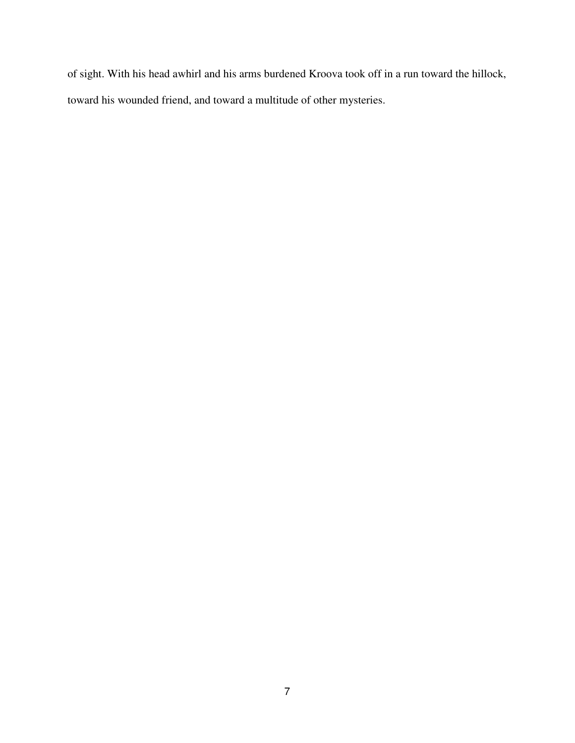of sight. With his head awhirl and his arms burdened Kroova took off in a run toward the hillock, toward his wounded friend, and toward a multitude of other mysteries.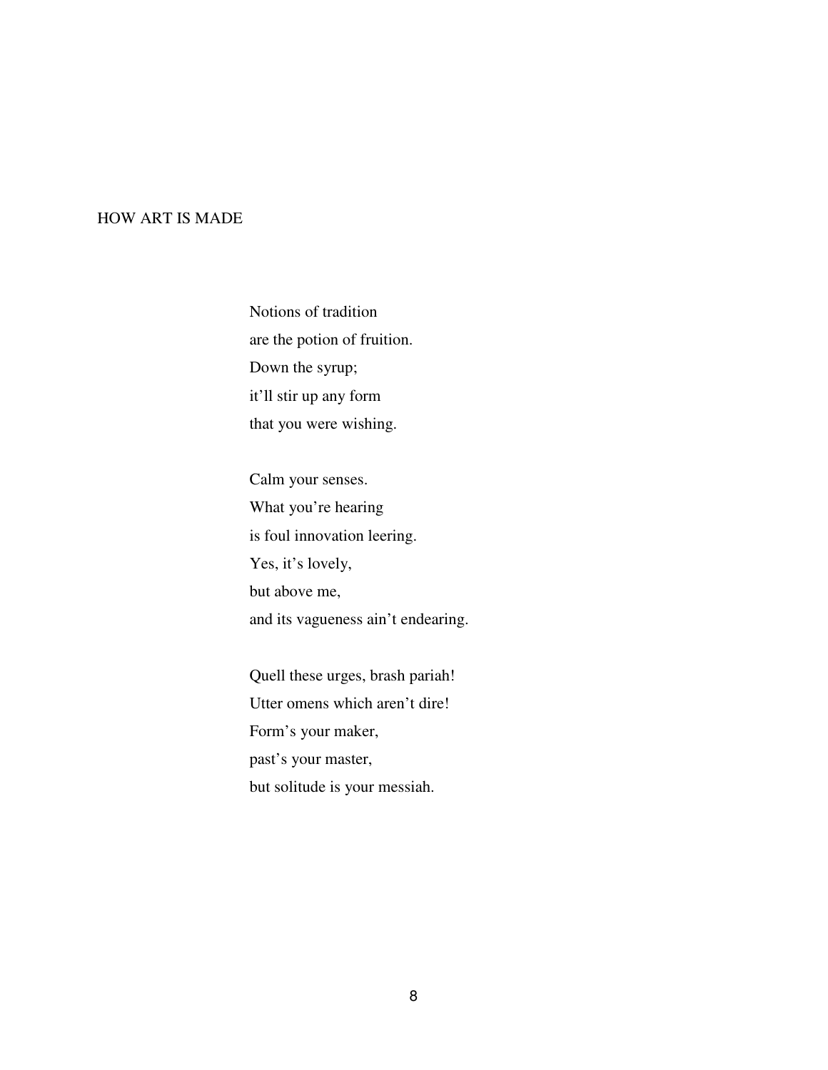# HOW ART IS MADE

Notions of tradition  
are the potion of fruition.  
Down the syrup;  
it'll stir up any form  
that you were wishing.

Calm your senses.  
What you're hearing  
is foul innovation leering.  
Yes, it's lovely,  
but above me,  
and its vagueness ain't endearing.

Quell these urges, brash pariah!  
Utter omens which aren't dire!  
Form's your maker,  
past's your master,  
but solitude is your messiah.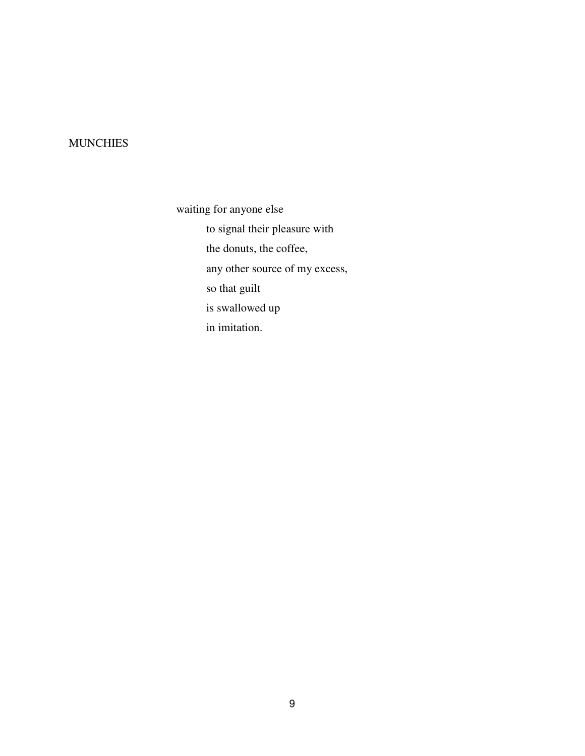## MUNCHIES

waiting for anyone else  
&nbsp;&nbsp;&nbsp;&nbsp;&nbsp;&nbsp;&nbsp;&nbsp;to signal their pleasure with  
&nbsp;&nbsp;&nbsp;&nbsp;&nbsp;&nbsp;&nbsp;&nbsp;the donuts, the coffee,  
&nbsp;&nbsp;&nbsp;&nbsp;&nbsp;&nbsp;&nbsp;&nbsp;any other source of my excess,  
&nbsp;&nbsp;&nbsp;&nbsp;&nbsp;&nbsp;&nbsp;&nbsp;so that guilt  
&nbsp;&nbsp;&nbsp;&nbsp;&nbsp;&nbsp;&nbsp;&nbsp;is swallowed up  
&nbsp;&nbsp;&nbsp;&nbsp;&nbsp;&nbsp;&nbsp;&nbsp;in imitation.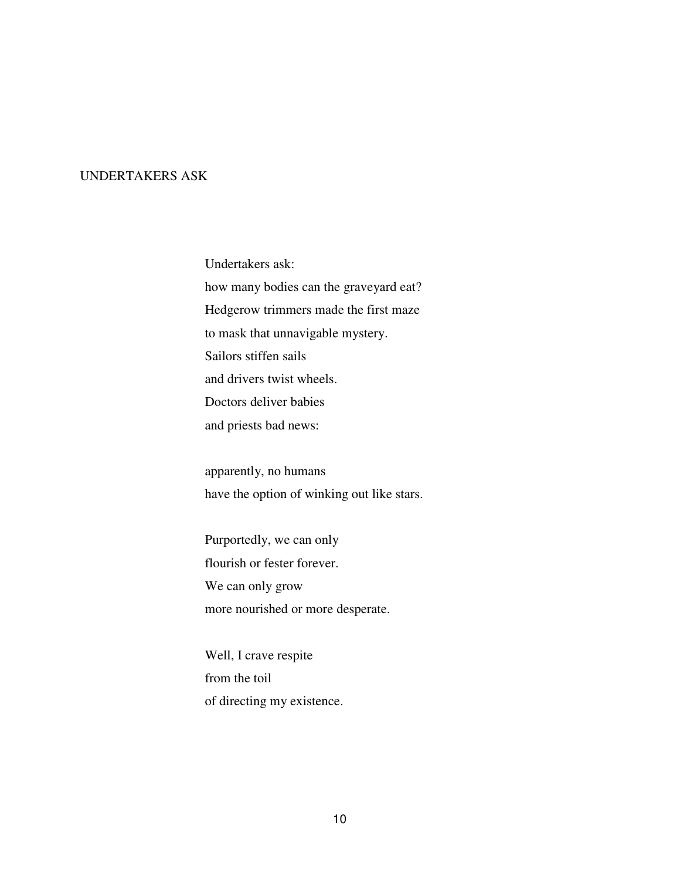## UNDERTAKERS ASK

Undertakers ask:  
how many bodies can the graveyard eat?  
Hedgerow trimmers made the first maze  
to mask that unnavigable mystery.  
Sailors stiffen sails  
and drivers twist wheels.  
Doctors deliver babies  
and priests bad news:

apparently, no humans  
have the option of winking out like stars.

Purportedly, we can only  
flourish or fester forever.  
We can only grow  
more nourished or more desperate.

Well, I crave respite  
from the toil  
of directing my existence.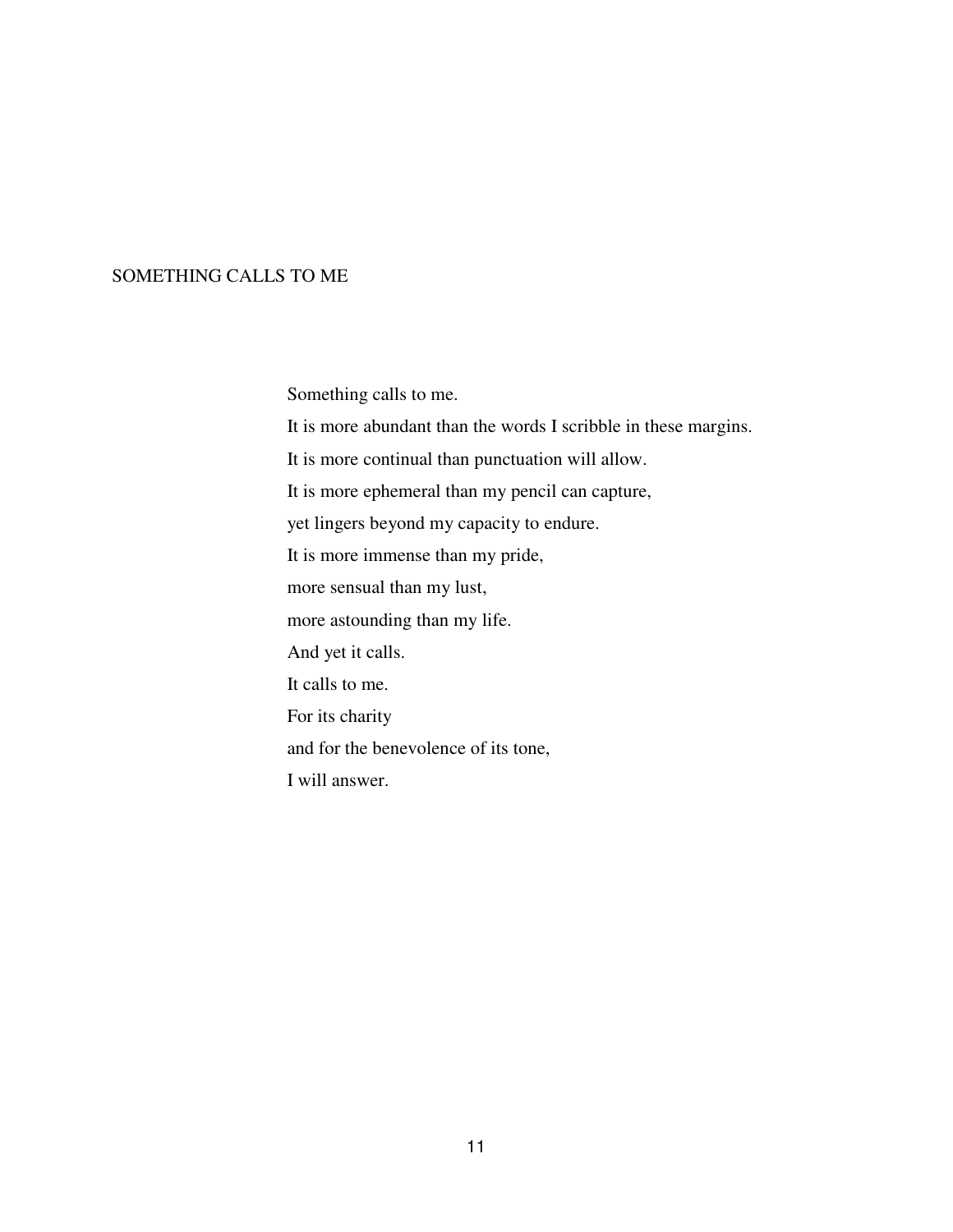## SOMETHING CALLS TO ME

Something calls to me.  
It is more abundant than the words I scribble in these margins.  
It is more continual than punctuation will allow.  
It is more ephemeral than my pencil can capture,  
yet lingers beyond my capacity to endure.  
It is more immense than my pride,  
more sensual than my lust,  
more astounding than my life.  
And yet it calls.  
It calls to me.  
For its charity  
and for the benevolence of its tone,  
I will answer.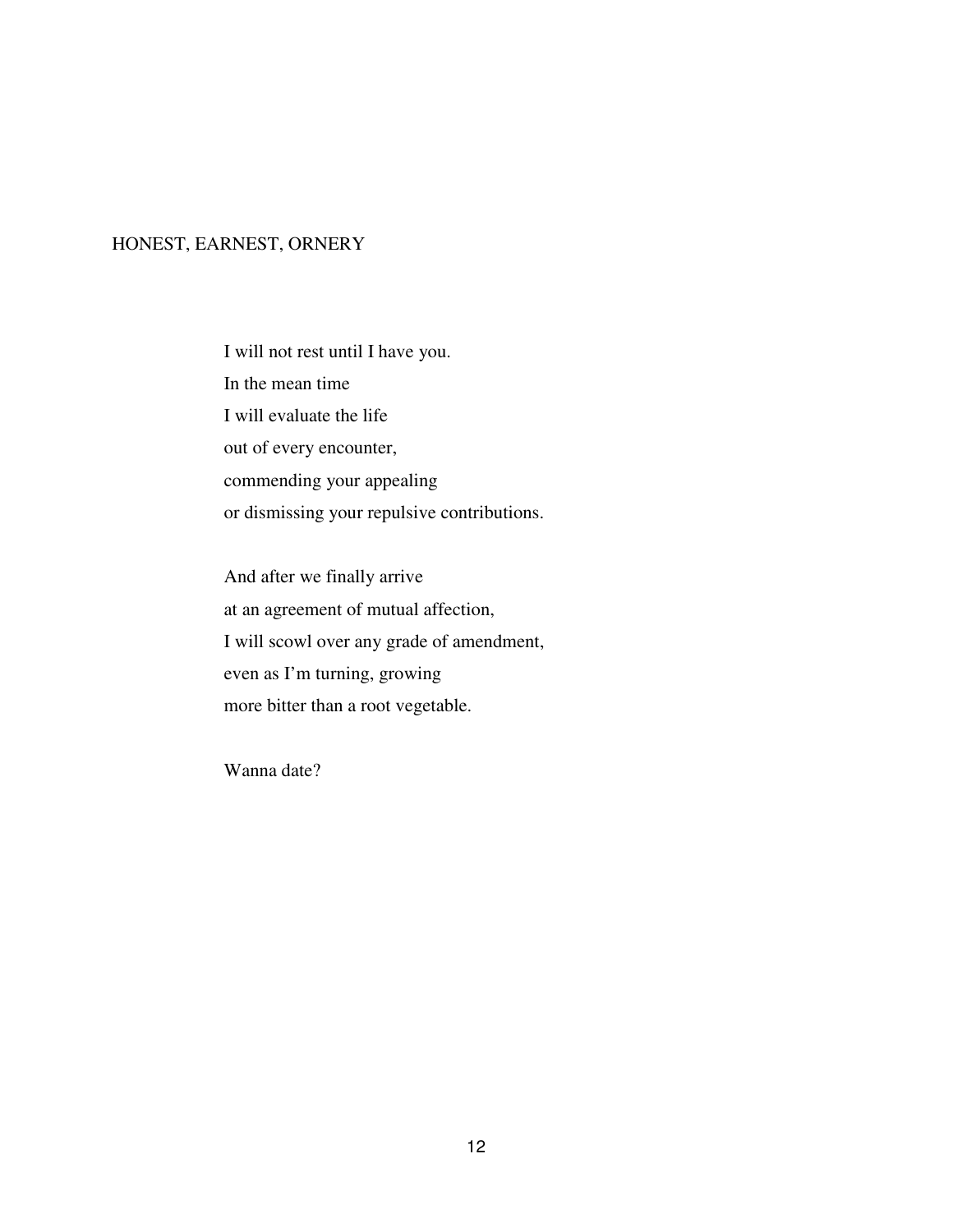## HONEST, EARNEST, ORNERY

I will not rest until I have you.  
In the mean time  
I will evaluate the life  
out of every encounter,  
commending your appealing  
or dismissing your repulsive contributions.

And after we finally arrive  
at an agreement of mutual affection,  
I will scowl over any grade of amendment,  
even as I'm turning, growing  
more bitter than a root vegetable.

Wanna date?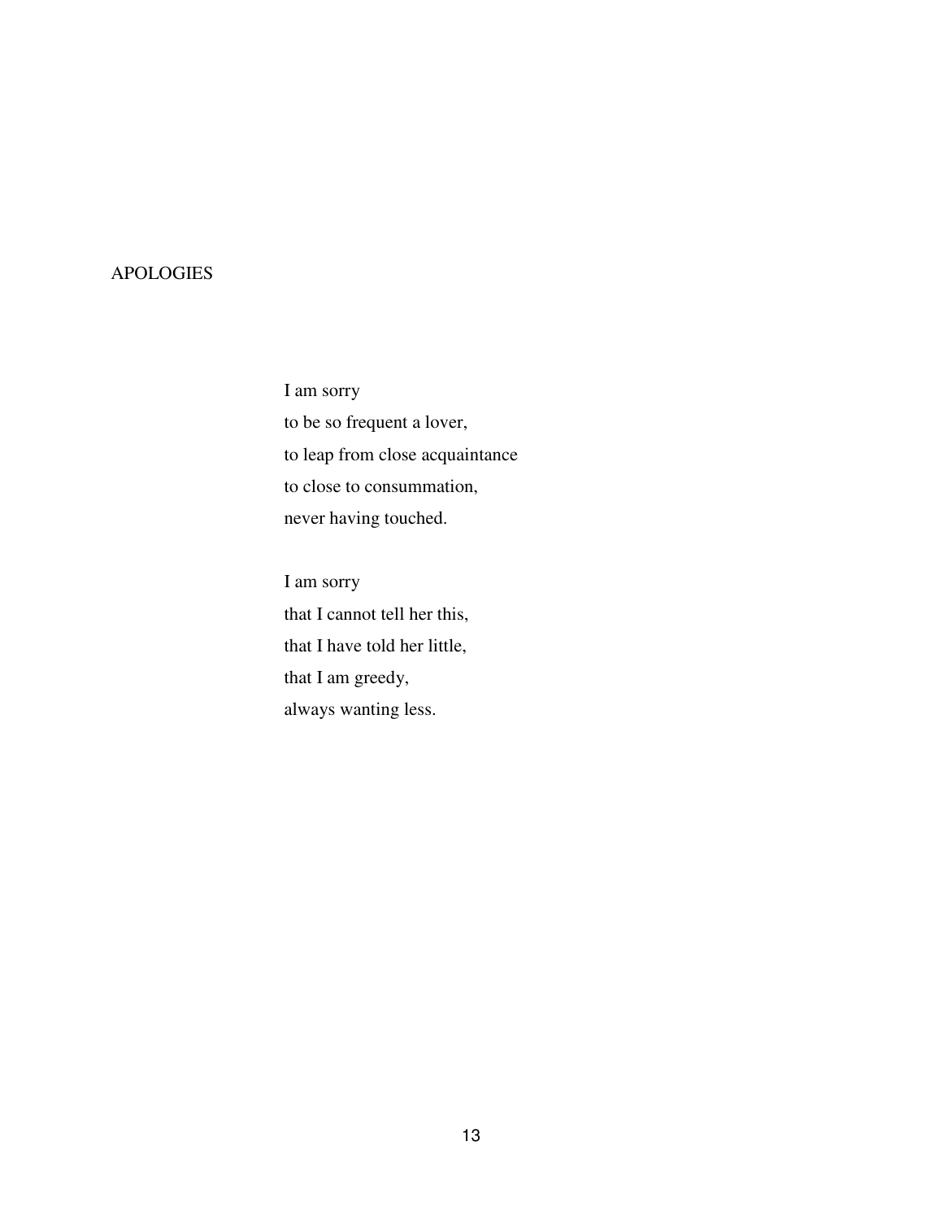## APOLOGIES

I am sorry  
to be so frequent a lover,  
to leap from close acquaintance  
to close to consummation,  
never having touched.

I am sorry  
that I cannot tell her this,  
that I have told her little,  
that I am greedy,  
always wanting less.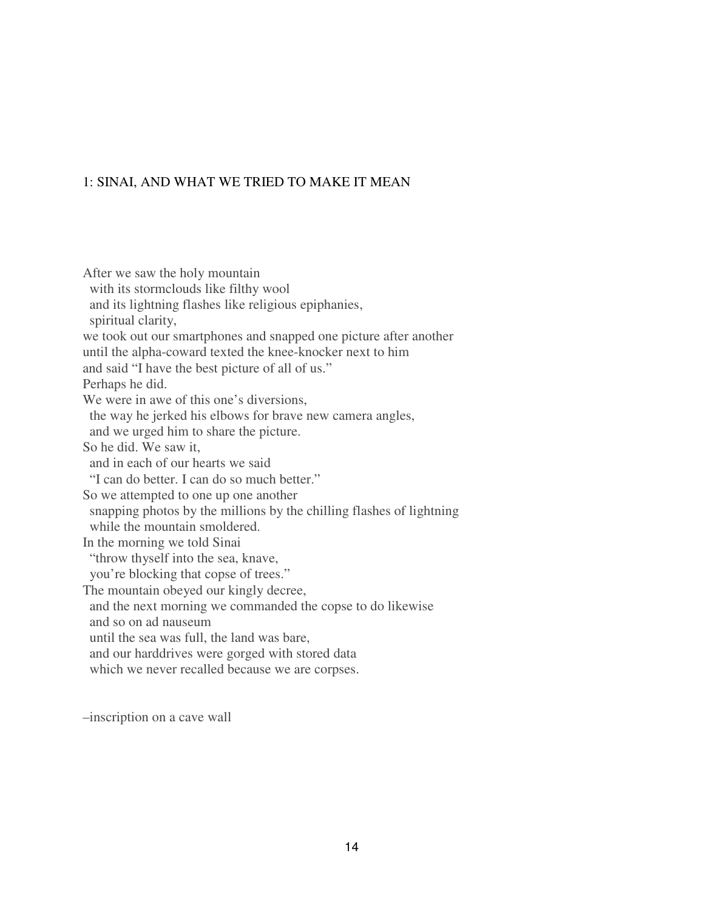## 1: SINAI, AND WHAT WE TRIED TO MAKE IT MEAN

After we saw the holy mountain  
  with its stormclouds like filthy wool  
  and its lightning flashes like religious epiphanies,  
  spiritual clarity,  
we took out our smartphones and snapped one picture after another  
until the alpha-coward texted the knee-knocker next to him  
and said “I have the best picture of all of us.”  
Perhaps he did.  
We were in awe of this one’s diversions,  
  the way he jerked his elbows for brave new camera angles,  
  and we urged him to share the picture.  
So he did. We saw it,  
  and in each of our hearts we said  
  “I can do better. I can do so much better.”  
So we attempted to one up one another  
  snapping photos by the millions by the chilling flashes of lightning  
  while the mountain smoldered.  
In the morning we told Sinai  
  “throw thyself into the sea, knave,  
  you’re blocking that copse of trees.”  
The mountain obeyed our kingly decree,  
  and the next morning we commanded the copse to do likewise  
  and so on ad nauseum  
  until the sea was full, the land was bare,  
  and our harddrives were gorged with stored data  
  which we never recalled because we are corpses.

–inscription on a cave wall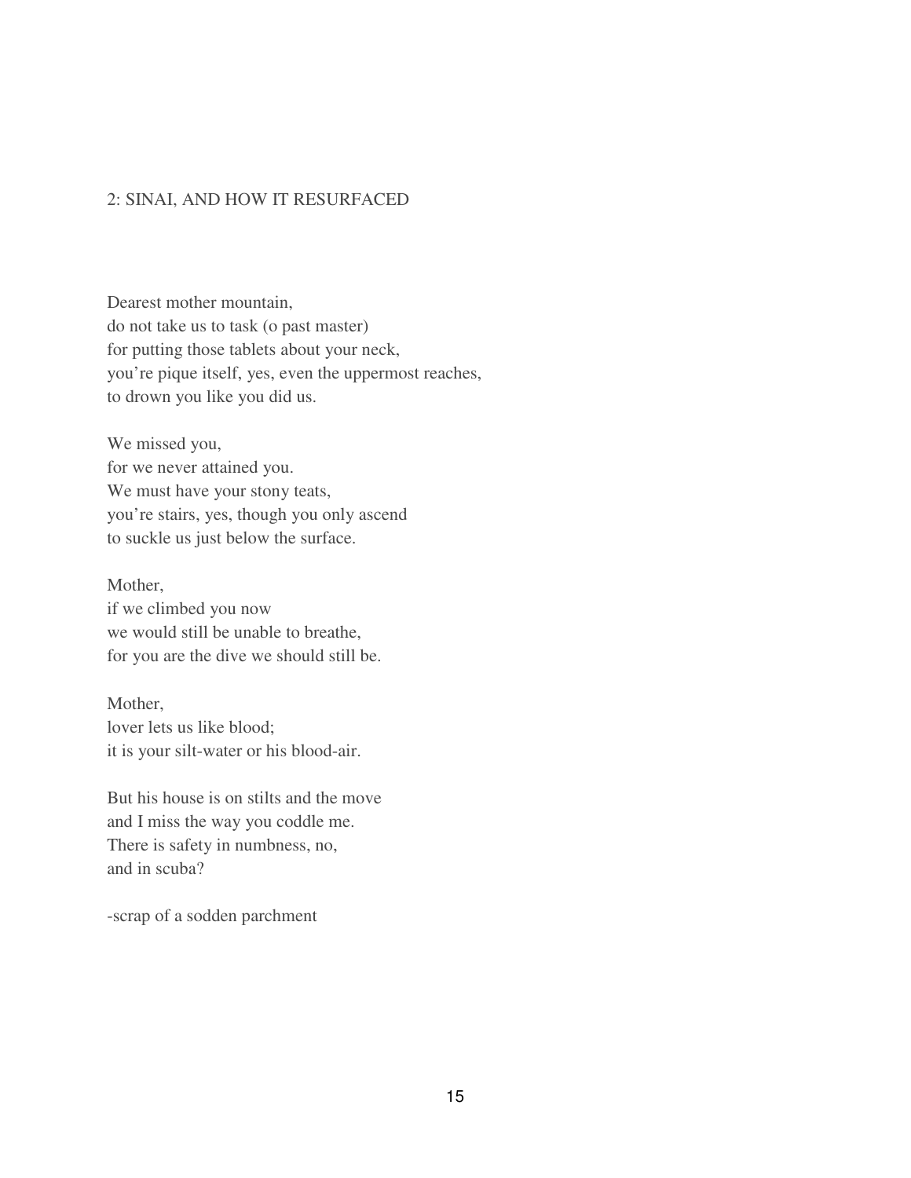## 2: SINAI, AND HOW IT RESURFACED

Dearest mother mountain,
do not take us to task (o past master)
for putting those tablets about your neck,
you're pique itself, yes, even the uppermost reaches,
to drown you like you did us.

We missed you,
for we never attained you.
We must have your stony teats,
you're stairs, yes, though you only ascend
to suckle us just below the surface.

Mother,
if we climbed you now
we would still be unable to breathe,
for you are the dive we should still be.

Mother,
lover lets us like blood;
it is your silt-water or his blood-air.

But his house is on stilts and the move
and I miss the way you coddle me.
There is safety in numbness, no,
and in scuba?

-scrap of a sodden parchment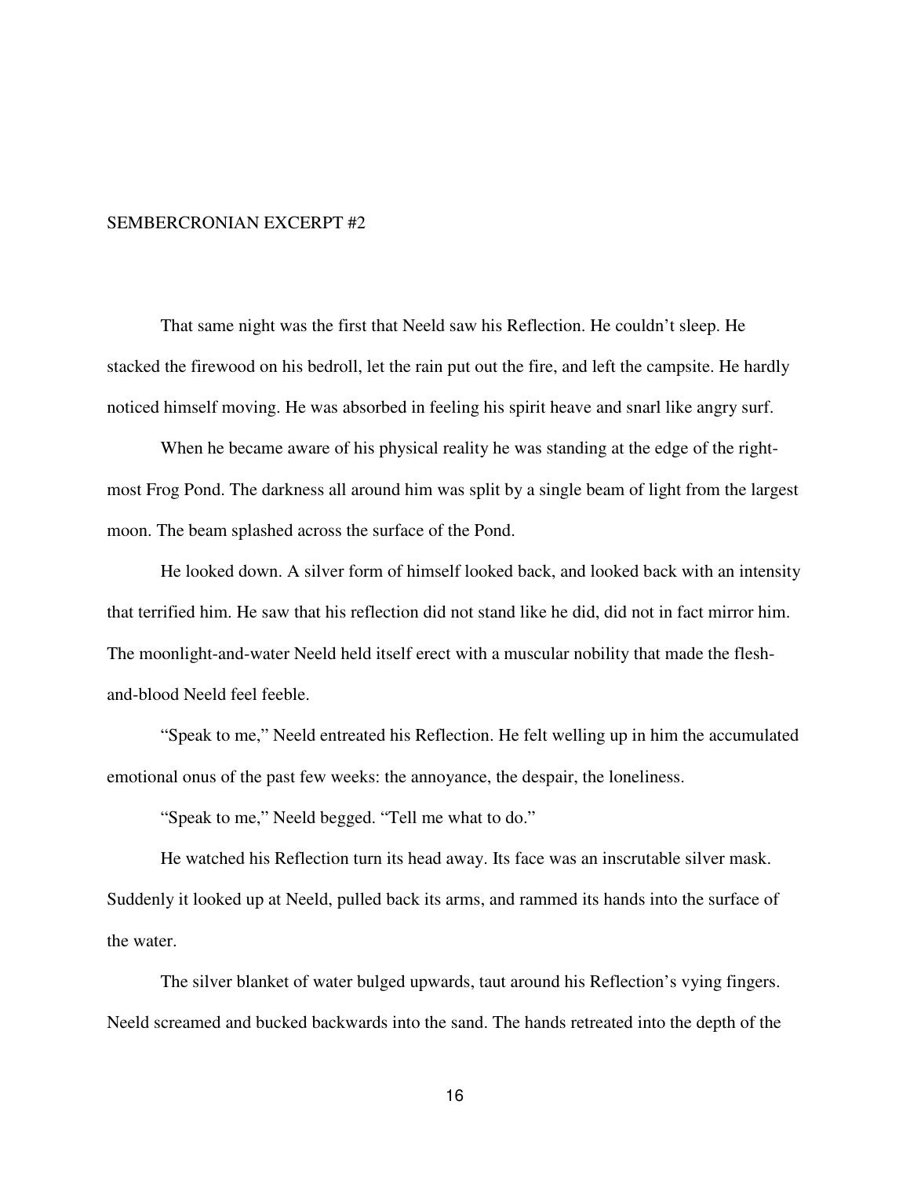## SEMBERCRONIAN EXCERPT #2

That same night was the first that Neeld saw his Reflection. He couldn't sleep. He stacked the firewood on his bedroll, let the rain put out the fire, and left the campsite. He hardly noticed himself moving. He was absorbed in feeling his spirit heave and snarl like angry surf.

When he became aware of his physical reality he was standing at the edge of the right-most Frog Pond. The darkness all around him was split by a single beam of light from the largest moon. The beam splashed across the surface of the Pond.

He looked down. A silver form of himself looked back, and looked back with an intensity that terrified him. He saw that his reflection did not stand like he did, did not in fact mirror him. The moonlight-and-water Neeld held itself erect with a muscular nobility that made the flesh-and-blood Neeld feel feeble.

"Speak to me," Neeld entreated his Reflection. He felt welling up in him the accumulated emotional onus of the past few weeks: the annoyance, the despair, the loneliness.

"Speak to me," Neeld begged. "Tell me what to do."

He watched his Reflection turn its head away. Its face was an inscrutable silver mask. Suddenly it looked up at Neeld, pulled back its arms, and rammed its hands into the surface of the water.

The silver blanket of water bulged upwards, taut around his Reflection's vying fingers. Neeld screamed and bucked backwards into the sand. The hands retreated into the depth of the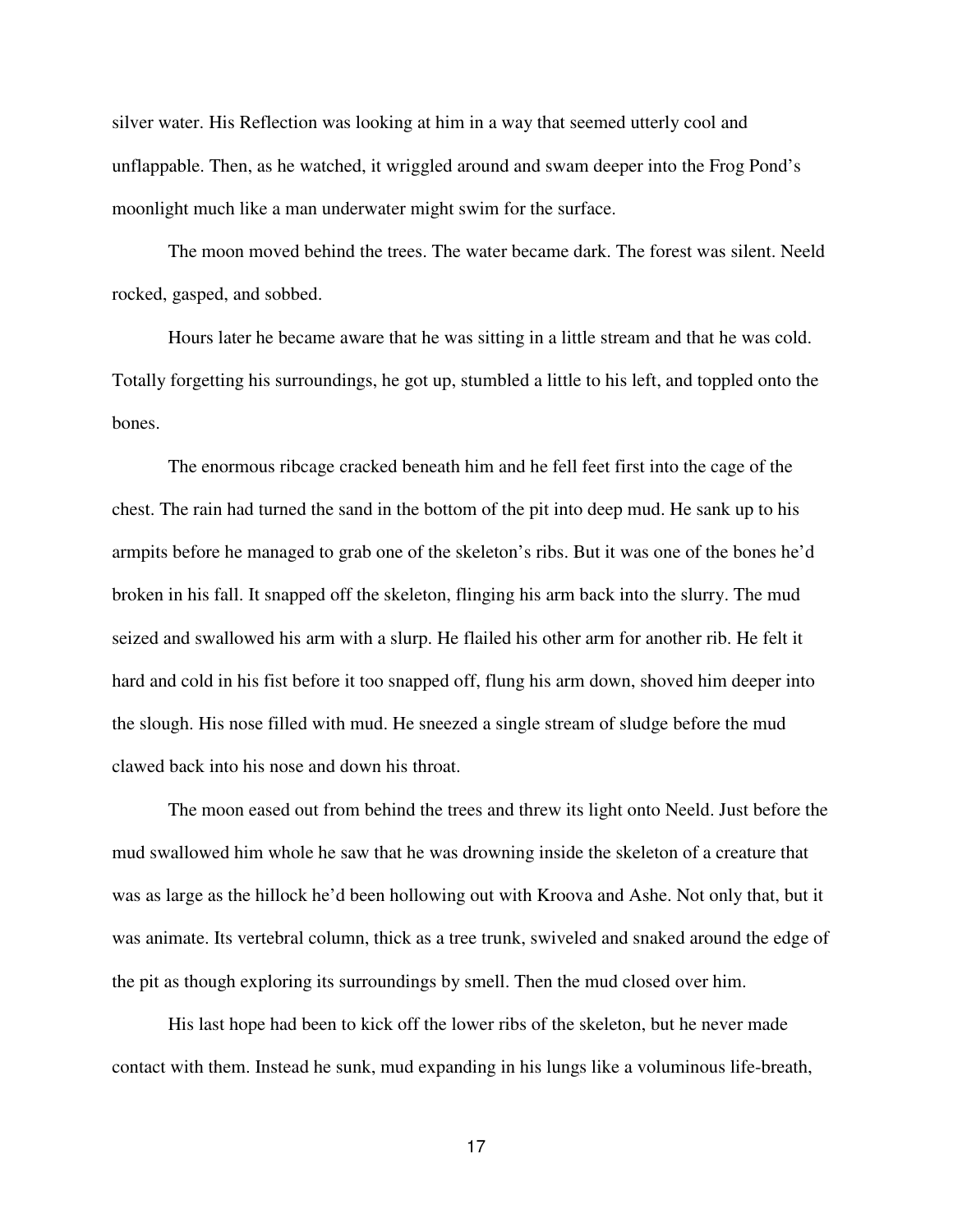silver water. His Reflection was looking at him in a way that seemed utterly cool and unflappable. Then, as he watched, it wriggled around and swam deeper into the Frog Pond's moonlight much like a man underwater might swim for the surface.

The moon moved behind the trees. The water became dark. The forest was silent. Neeld rocked, gasped, and sobbed.

Hours later he became aware that he was sitting in a little stream and that he was cold. Totally forgetting his surroundings, he got up, stumbled a little to his left, and toppled onto the bones.

The enormous ribcage cracked beneath him and he fell feet first into the cage of the chest. The rain had turned the sand in the bottom of the pit into deep mud. He sank up to his armpits before he managed to grab one of the skeleton's ribs. But it was one of the bones he'd broken in his fall. It snapped off the skeleton, flinging his arm back into the slurry. The mud seized and swallowed his arm with a slurp. He flailed his other arm for another rib. He felt it hard and cold in his fist before it too snapped off, flung his arm down, shoved him deeper into the slough. His nose filled with mud. He sneezed a single stream of sludge before the mud clawed back into his nose and down his throat.

The moon eased out from behind the trees and threw its light onto Neeld. Just before the mud swallowed him whole he saw that he was drowning inside the skeleton of a creature that was as large as the hillock he'd been hollowing out with Kroova and Ashe. Not only that, but it was animate. Its vertebral column, thick as a tree trunk, swiveled and snaked around the edge of the pit as though exploring its surroundings by smell. Then the mud closed over him.

His last hope had been to kick off the lower ribs of the skeleton, but he never made contact with them. Instead he sunk, mud expanding in his lungs like a voluminous life-breath,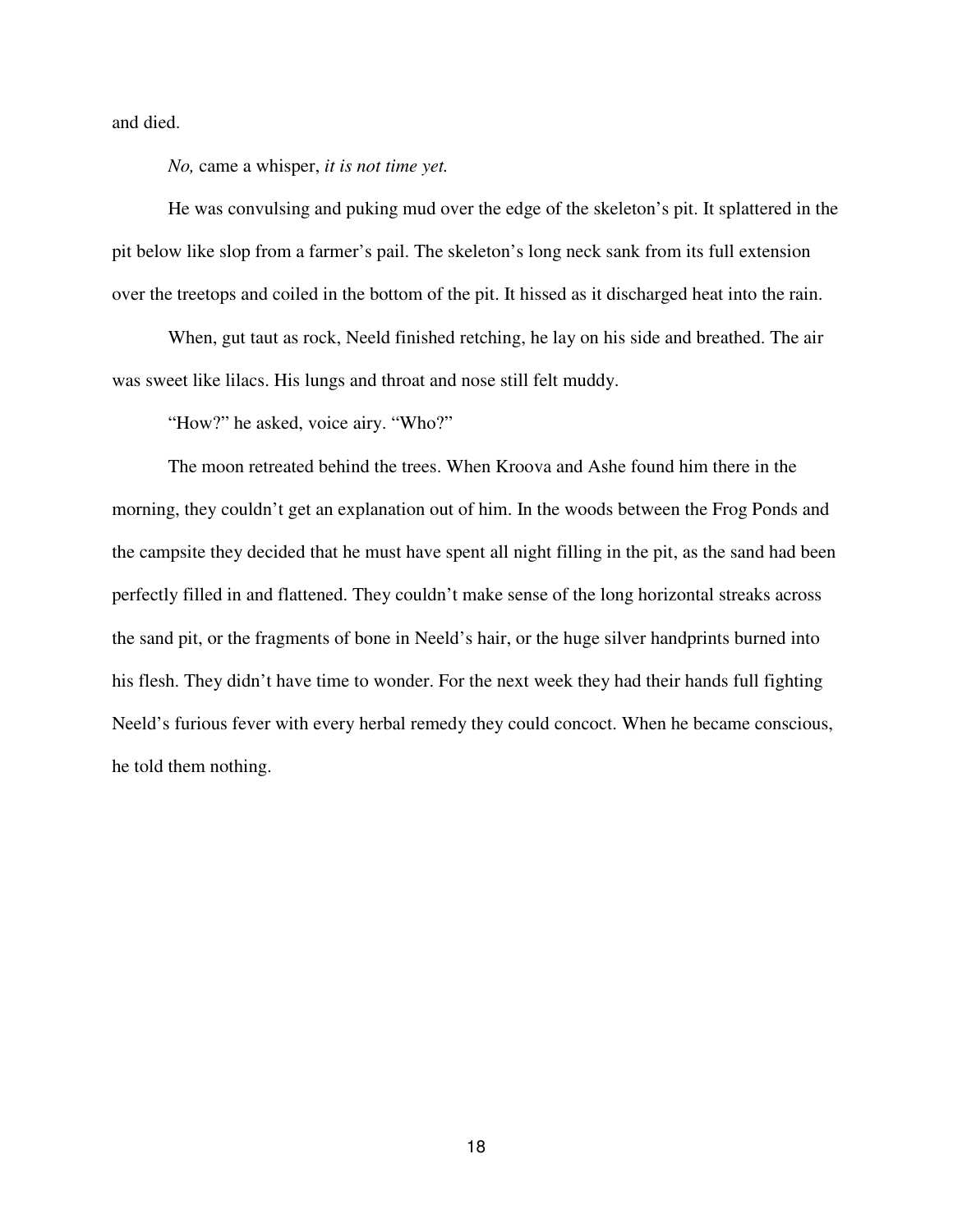and died.

*No,* came a whisper, *it is not time yet.*

He was convulsing and puking mud over the edge of the skeleton's pit. It splattered in the pit below like slop from a farmer's pail. The skeleton's long neck sank from its full extension over the treetops and coiled in the bottom of the pit. It hissed as it discharged heat into the rain.

When, gut taut as rock, Neeld finished retching, he lay on his side and breathed. The air was sweet like lilacs. His lungs and throat and nose still felt muddy.

"How?" he asked, voice airy. "Who?"

The moon retreated behind the trees. When Kroova and Ashe found him there in the morning, they couldn't get an explanation out of him. In the woods between the Frog Ponds and the campsite they decided that he must have spent all night filling in the pit, as the sand had been perfectly filled in and flattened. They couldn't make sense of the long horizontal streaks across the sand pit, or the fragments of bone in Neeld's hair, or the huge silver handprints burned into his flesh. They didn't have time to wonder. For the next week they had their hands full fighting Neeld's furious fever with every herbal remedy they could concoct. When he became conscious, he told them nothing.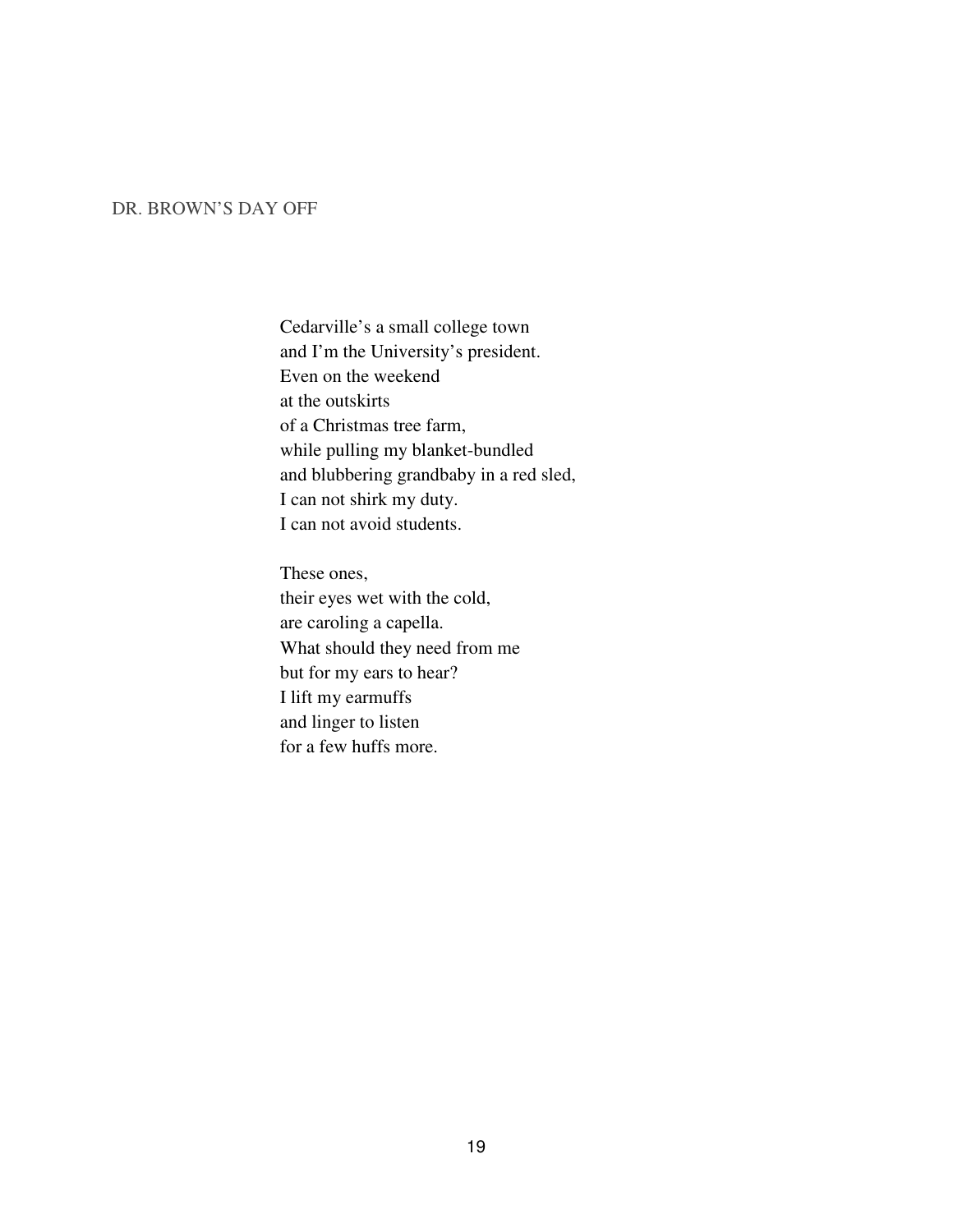## DR. BROWN'S DAY OFF

Cedarville's a small college town  
and I'm the University's president.  
Even on the weekend  
at the outskirts  
of a Christmas tree farm,  
while pulling my blanket-bundled  
and blubbering grandbaby in a red sled,  
I can not shirk my duty.  
I can not avoid students.

These ones,  
their eyes wet with the cold,  
are caroling a capella.  
What should they need from me  
but for my ears to hear?  
I lift my earmuffs  
and linger to listen  
for a few huffs more.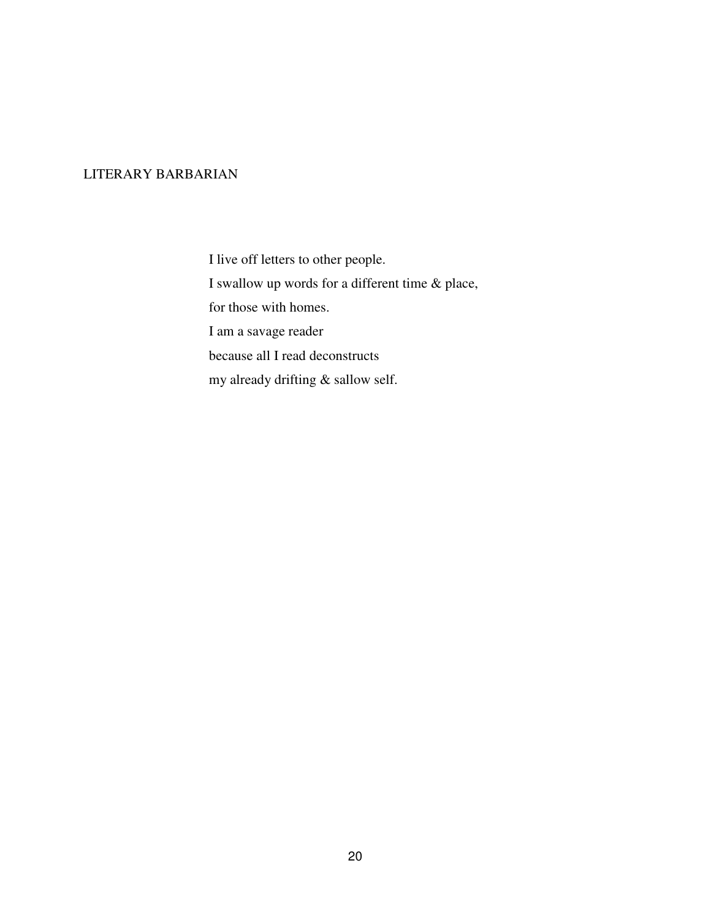## LITERARY BARBARIAN

I live off letters to other people.  
I swallow up words for a different time & place,  
for those with homes.  
I am a savage reader  
because all I read deconstructs  
my already drifting & sallow self.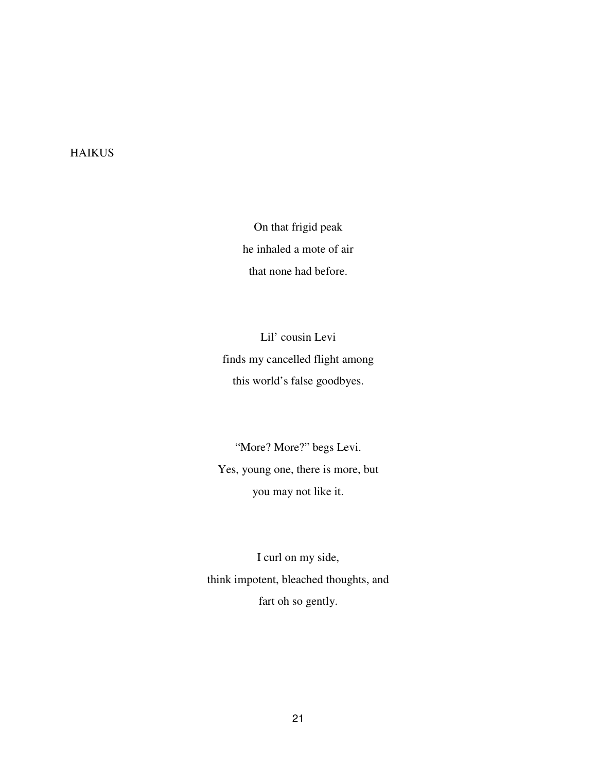## HAIKUS

On that frigid peak  
he inhaled a mote of air  
that none had before.

Lil' cousin Levi  
finds my cancelled flight among  
this world's false goodbyes.

"More? More?" begs Levi.  
Yes, young one, there is more, but  
you may not like it.

I curl on my side,  
think impotent, bleached thoughts, and  
fart oh so gently.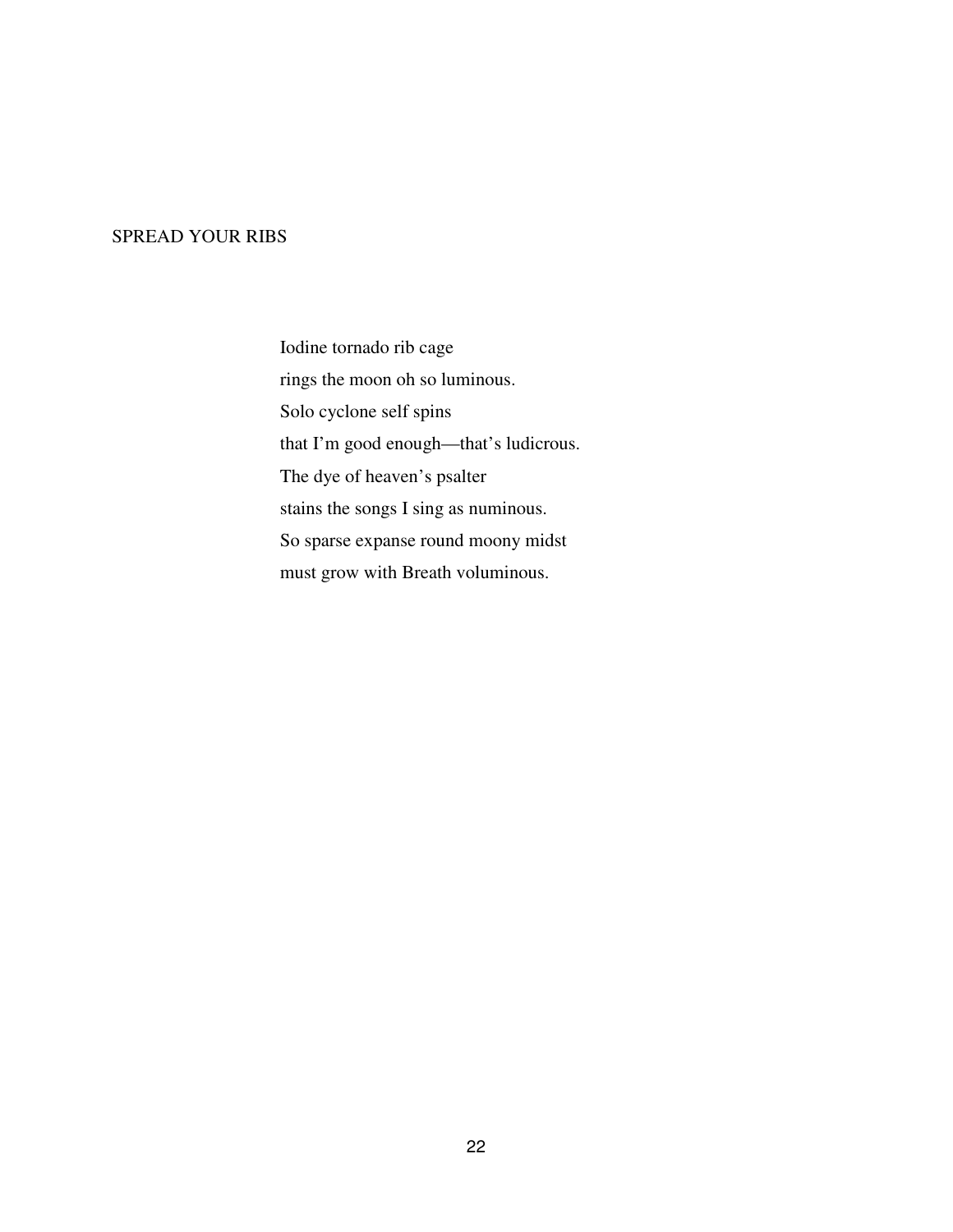## SPREAD YOUR RIBS

Iodine tornado rib cage  
rings the moon oh so luminous.  
Solo cyclone self spins  
that I'm good enough—that's ludicrous.  
The dye of heaven's psalter  
stains the songs I sing as numinous.  
So sparse expanse round moony midst  
must grow with Breath voluminous.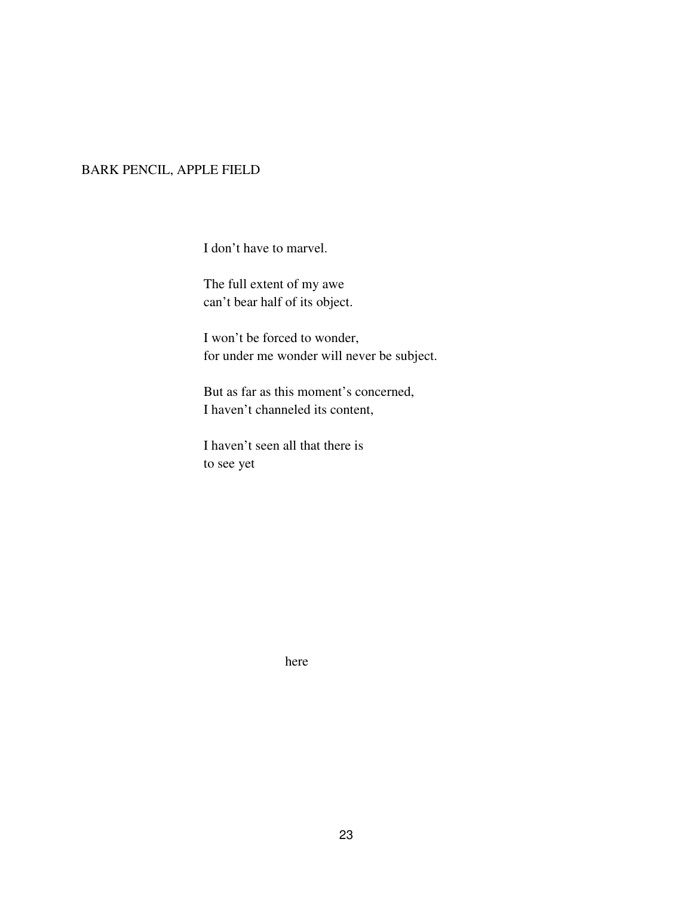## BARK PENCIL, APPLE FIELD

I don’t have to marvel.

The full extent of my awe  
can’t bear half of its object.

I won’t be forced to wonder,  
for under me wonder will never be subject.

But as far as this moment’s concerned,  
I haven’t channeled its content,

I haven’t seen all that there is  
to see yet

here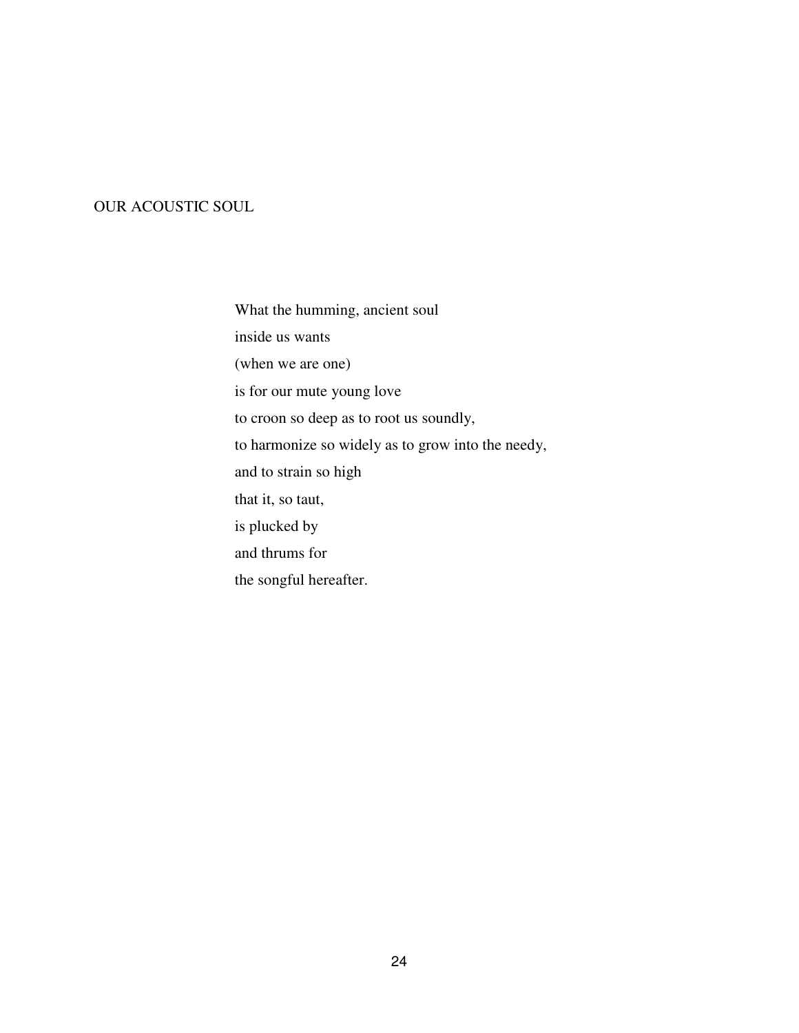## OUR ACOUSTIC SOUL

What the humming, ancient soul  
inside us wants  
(when we are one)  
is for our mute young love  
to croon so deep as to root us soundly,  
to harmonize so widely as to grow into the needy,  
and to strain so high  
that it, so taut,  
is plucked by  
and thrums for  
the songful hereafter.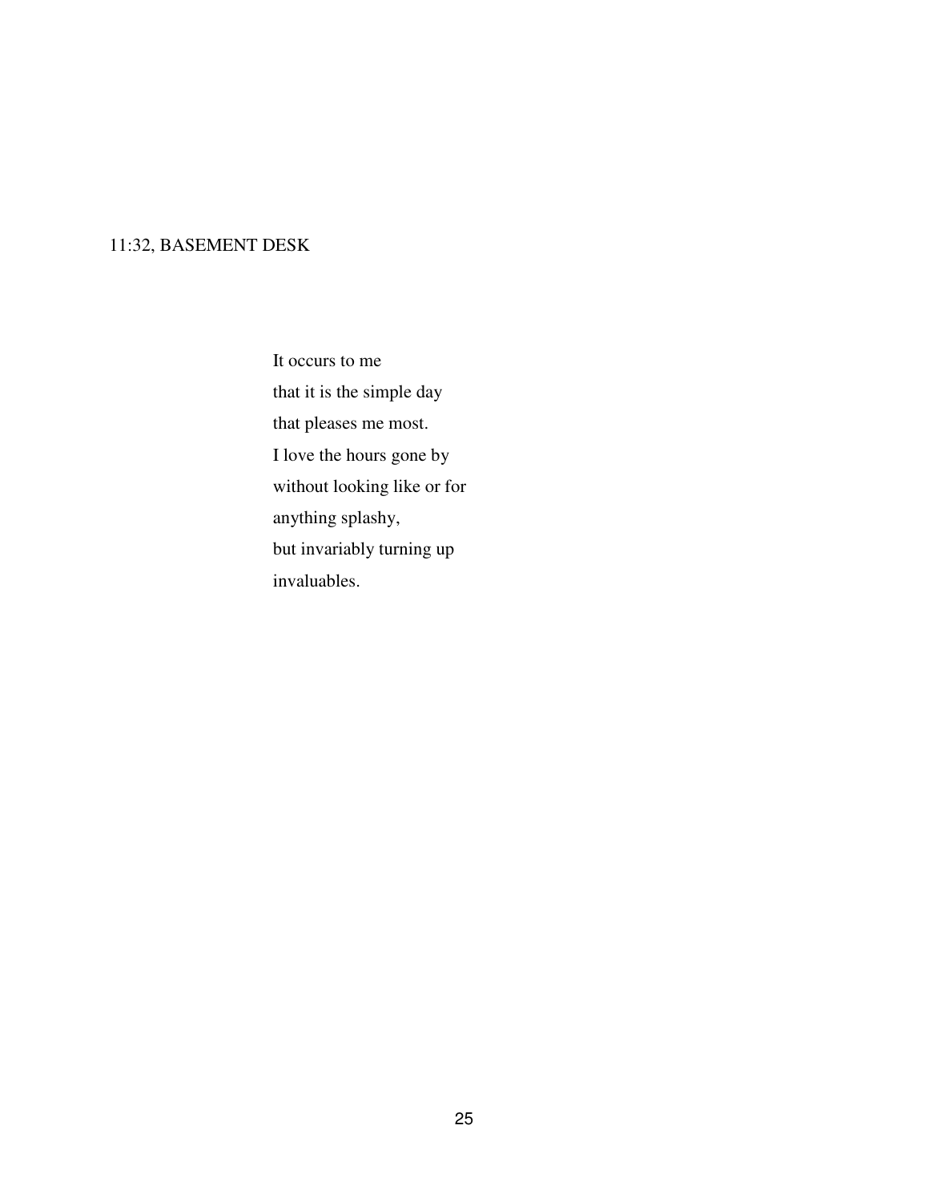## 11:32, BASEMENT DESK

It occurs to me  
that it is the simple day  
that pleases me most.  
I love the hours gone by  
without looking like or for  
anything splashy,  
but invariably turning up  
invaluables.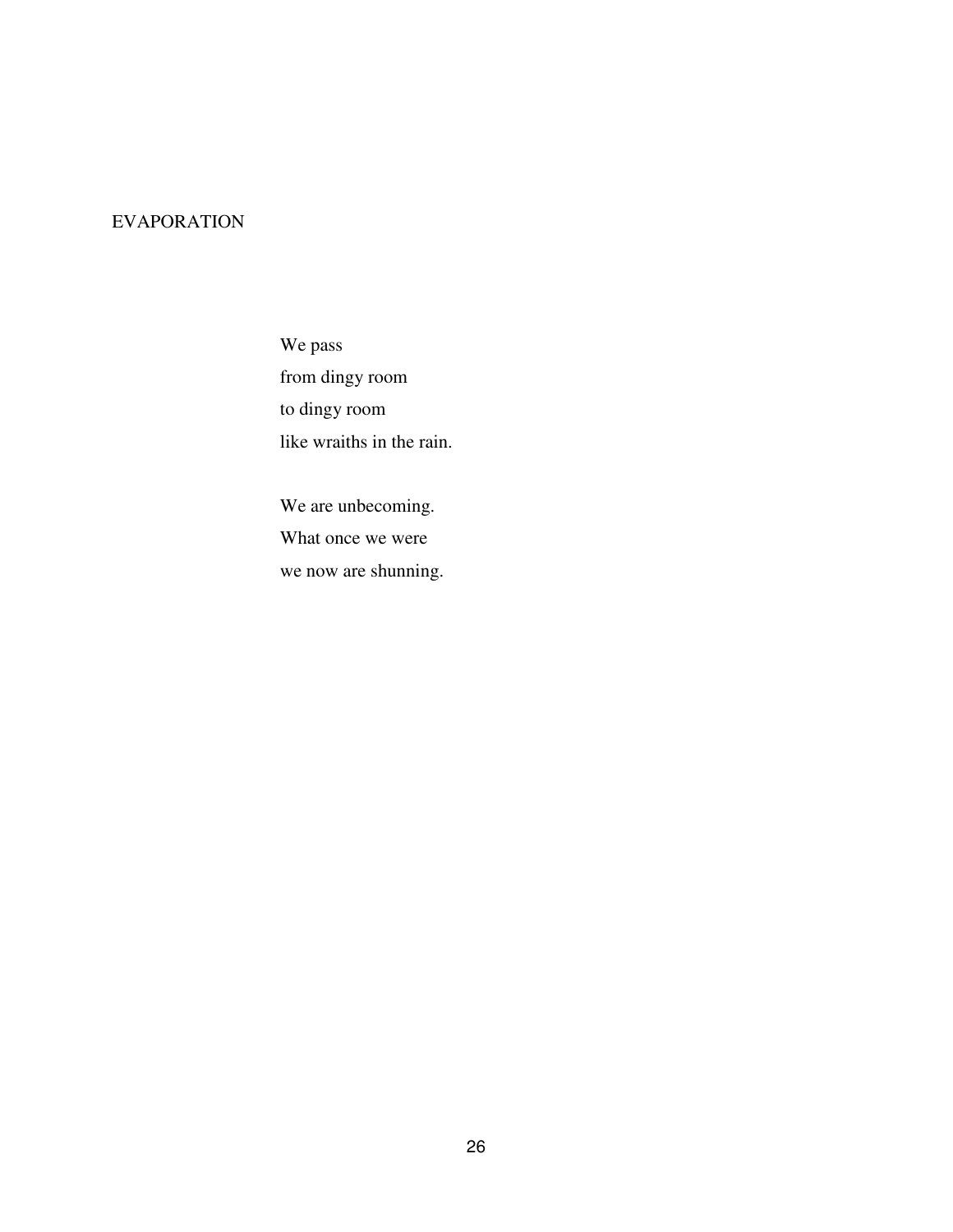## EVAPORATION

We pass  
from dingy room  
to dingy room  
like wraiths in the rain.

We are unbecoming.  
What once we were  
we now are shunning.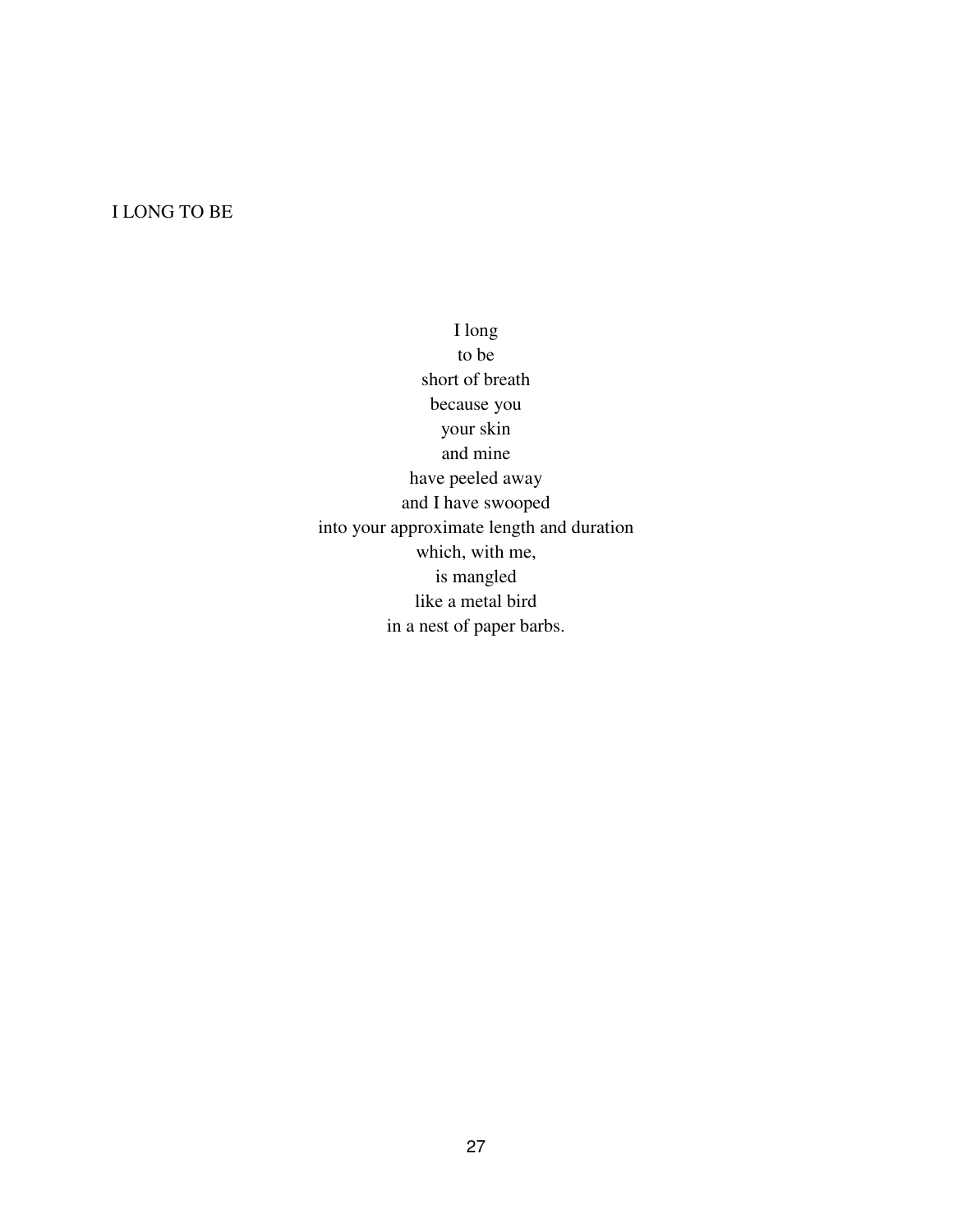## I LONG TO BE

I long  
to be  
short of breath  
because you  
your skin  
and mine  
have peeled away  
and I have swooped  
into your approximate length and duration  
which, with me,  
is mangled  
like a metal bird  
in a nest of paper barbs.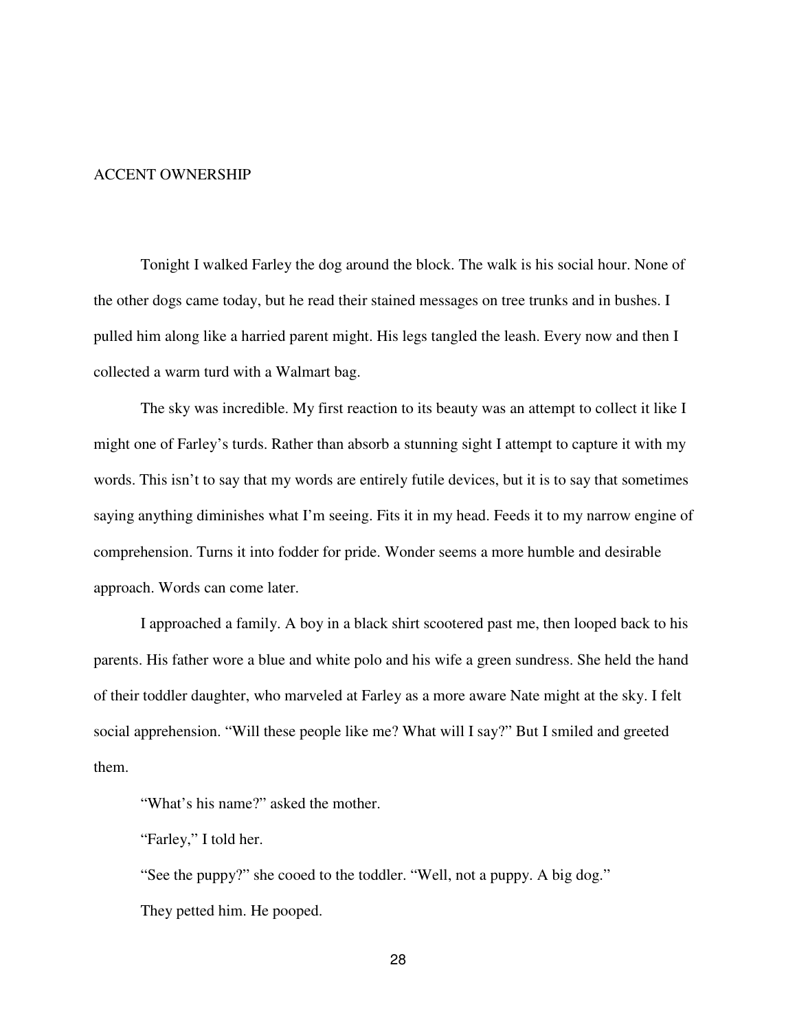## ACCENT OWNERSHIP

Tonight I walked Farley the dog around the block. The walk is his social hour. None of the other dogs came today, but he read their stained messages on tree trunks and in bushes. I pulled him along like a harried parent might. His legs tangled the leash. Every now and then I collected a warm turd with a Walmart bag.

The sky was incredible. My first reaction to its beauty was an attempt to collect it like I might one of Farley's turds. Rather than absorb a stunning sight I attempt to capture it with my words. This isn't to say that my words are entirely futile devices, but it is to say that sometimes saying anything diminishes what I'm seeing. Fits it in my head. Feeds it to my narrow engine of comprehension. Turns it into fodder for pride. Wonder seems a more humble and desirable approach. Words can come later.

I approached a family. A boy in a black shirt scootered past me, then looped back to his parents. His father wore a blue and white polo and his wife a green sundress. She held the hand of their toddler daughter, who marveled at Farley as a more aware Nate might at the sky. I felt social apprehension. "Will these people like me? What will I say?" But I smiled and greeted them.

"What's his name?" asked the mother.

"Farley," I told her.

"See the puppy?" she cooed to the toddler. "Well, not a puppy. A big dog."

They petted him. He pooped.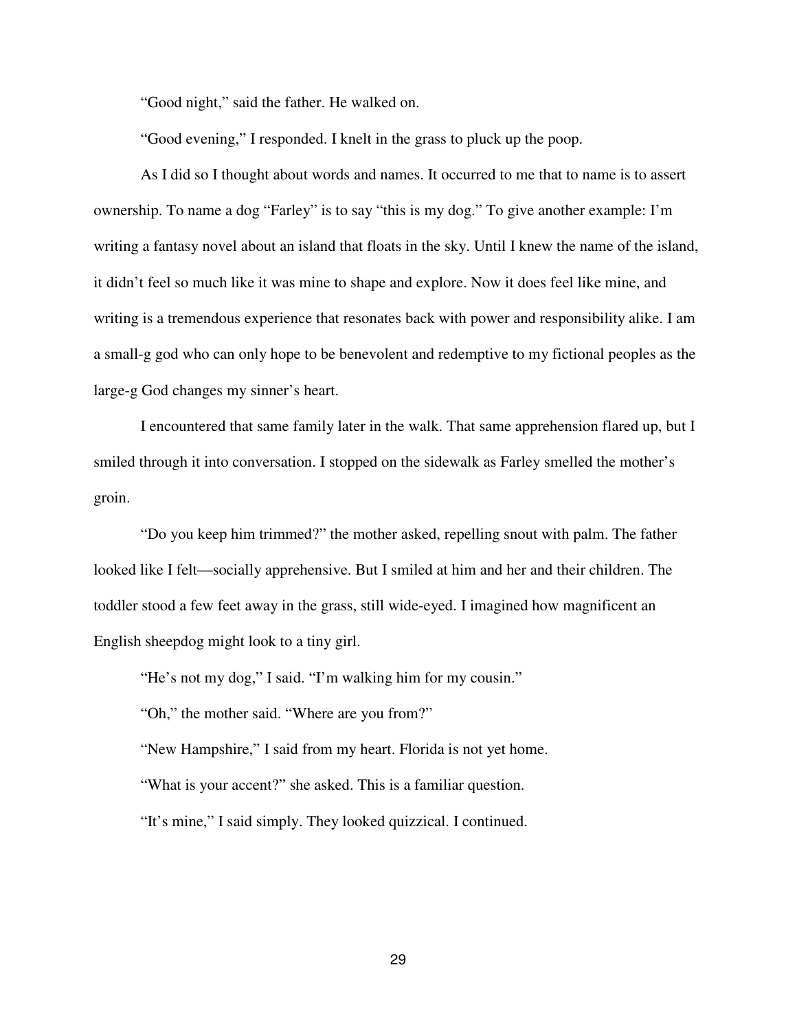"Good night," said the father. He walked on.

"Good evening," I responded. I knelt in the grass to pluck up the poop.

As I did so I thought about words and names. It occurred to me that to name is to assert ownership. To name a dog "Farley" is to say "this is my dog." To give another example: I'm writing a fantasy novel about an island that floats in the sky. Until I knew the name of the island, it didn't feel so much like it was mine to shape and explore. Now it does feel like mine, and writing is a tremendous experience that resonates back with power and responsibility alike. I am a small-g god who can only hope to be benevolent and redemptive to my fictional peoples as the large-g God changes my sinner's heart.

I encountered that same family later in the walk. That same apprehension flared up, but I smiled through it into conversation. I stopped on the sidewalk as Farley smelled the mother's groin.

"Do you keep him trimmed?" the mother asked, repelling snout with palm. The father looked like I felt—socially apprehensive. But I smiled at him and her and their children. The toddler stood a few feet away in the grass, still wide-eyed. I imagined how magnificent an English sheepdog might look to a tiny girl.

"He's not my dog," I said. "I'm walking him for my cousin."

"Oh," the mother said. "Where are you from?"

"New Hampshire," I said from my heart. Florida is not yet home.

"What is your accent?" she asked. This is a familiar question.

"It's mine," I said simply. They looked quizzical. I continued.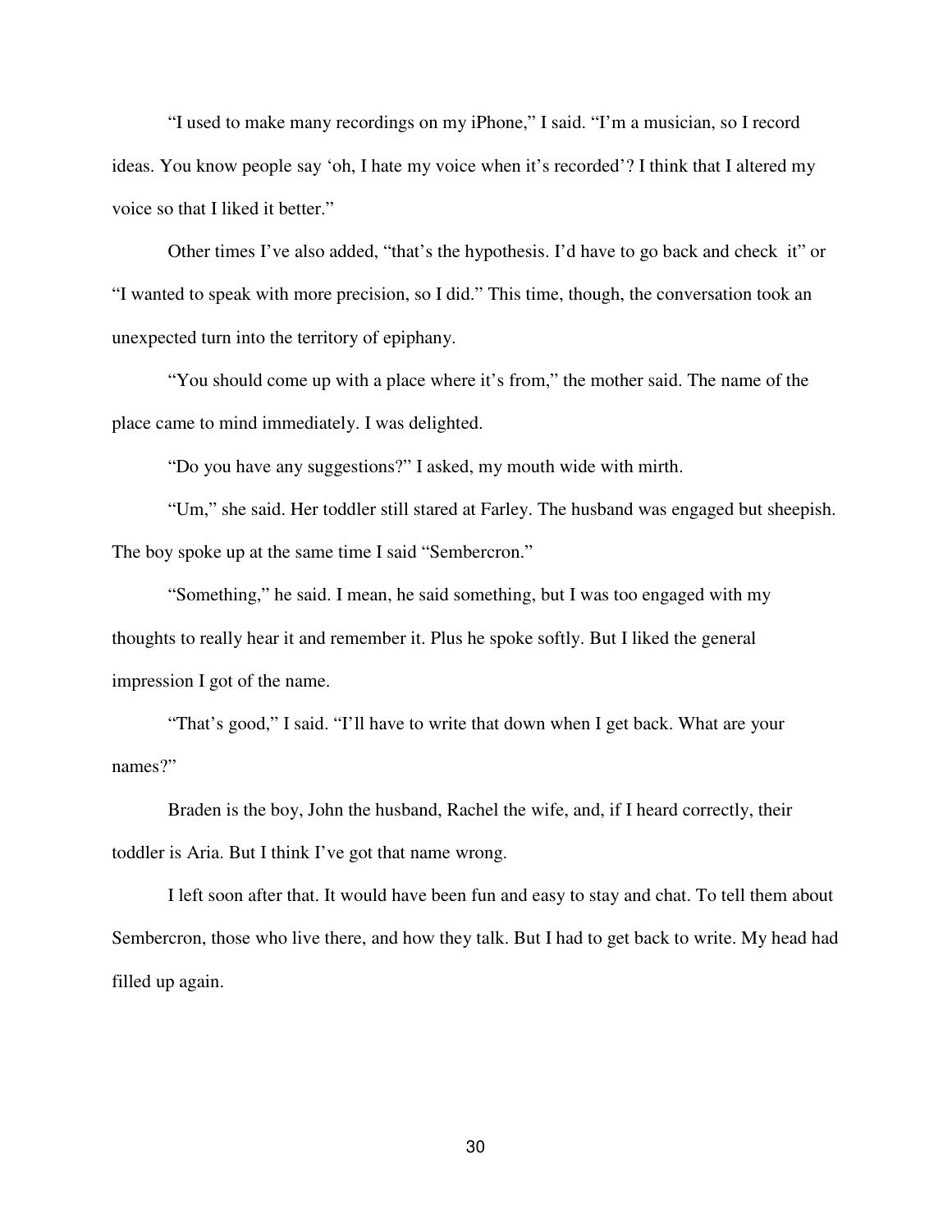"I used to make many recordings on my iPhone," I said. "I'm a musician, so I record ideas. You know people say 'oh, I hate my voice when it's recorded'? I think that I altered my voice so that I liked it better."

Other times I've also added, "that's the hypothesis. I'd have to go back and check it" or "I wanted to speak with more precision, so I did." This time, though, the conversation took an unexpected turn into the territory of epiphany.

"You should come up with a place where it's from," the mother said. The name of the place came to mind immediately. I was delighted.

"Do you have any suggestions?" I asked, my mouth wide with mirth.

"Um," she said. Her toddler still stared at Farley. The husband was engaged but sheepish. The boy spoke up at the same time I said "Sembercron."

"Something," he said. I mean, he said something, but I was too engaged with my thoughts to really hear it and remember it. Plus he spoke softly. But I liked the general impression I got of the name.

"That's good," I said. "I'll have to write that down when I get back. What are your names?"

Braden is the boy, John the husband, Rachel the wife, and, if I heard correctly, their toddler is Aria. But I think I've got that name wrong.

I left soon after that. It would have been fun and easy to stay and chat. To tell them about Sembercron, those who live there, and how they talk. But I had to get back to write. My head had filled up again.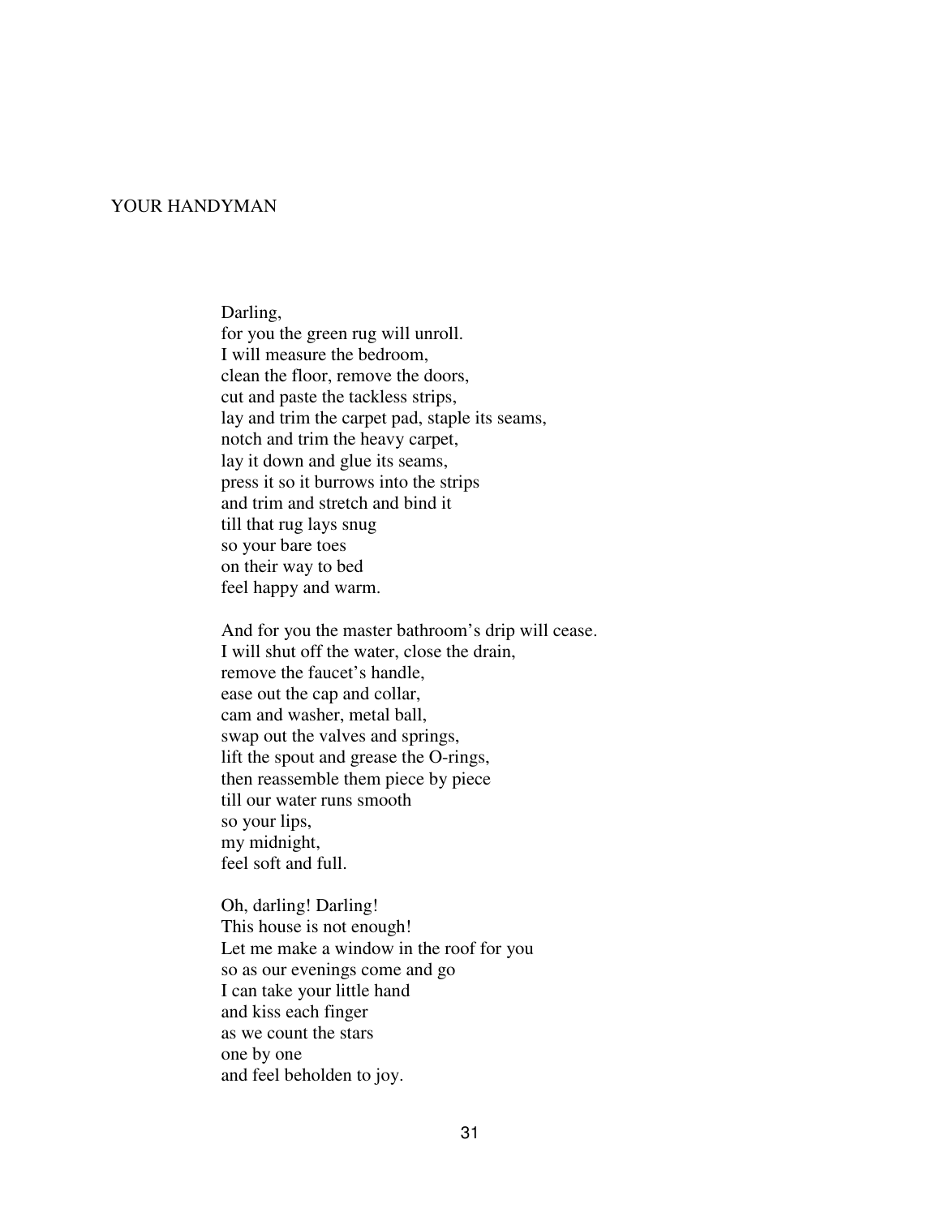# YOUR HANDYMAN

Darling,  
for you the green rug will unroll.  
I will measure the bedroom,  
clean the floor, remove the doors,  
cut and paste the tackless strips,  
lay and trim the carpet pad, staple its seams,  
notch and trim the heavy carpet,  
lay it down and glue its seams,  
press it so it burrows into the strips  
and trim and stretch and bind it  
till that rug lays snug  
so your bare toes  
on their way to bed  
feel happy and warm.

And for you the master bathroom's drip will cease.  
I will shut off the water, close the drain,  
remove the faucet's handle,  
ease out the cap and collar,  
cam and washer, metal ball,  
swap out the valves and springs,  
lift the spout and grease the O-rings,  
then reassemble them piece by piece  
till our water runs smooth  
so your lips,  
my midnight,  
feel soft and full.

Oh, darling! Darling!  
This house is not enough!  
Let me make a window in the roof for you  
so as our evenings come and go  
I can take your little hand  
and kiss each finger  
as we count the stars  
one by one  
and feel beholden to joy.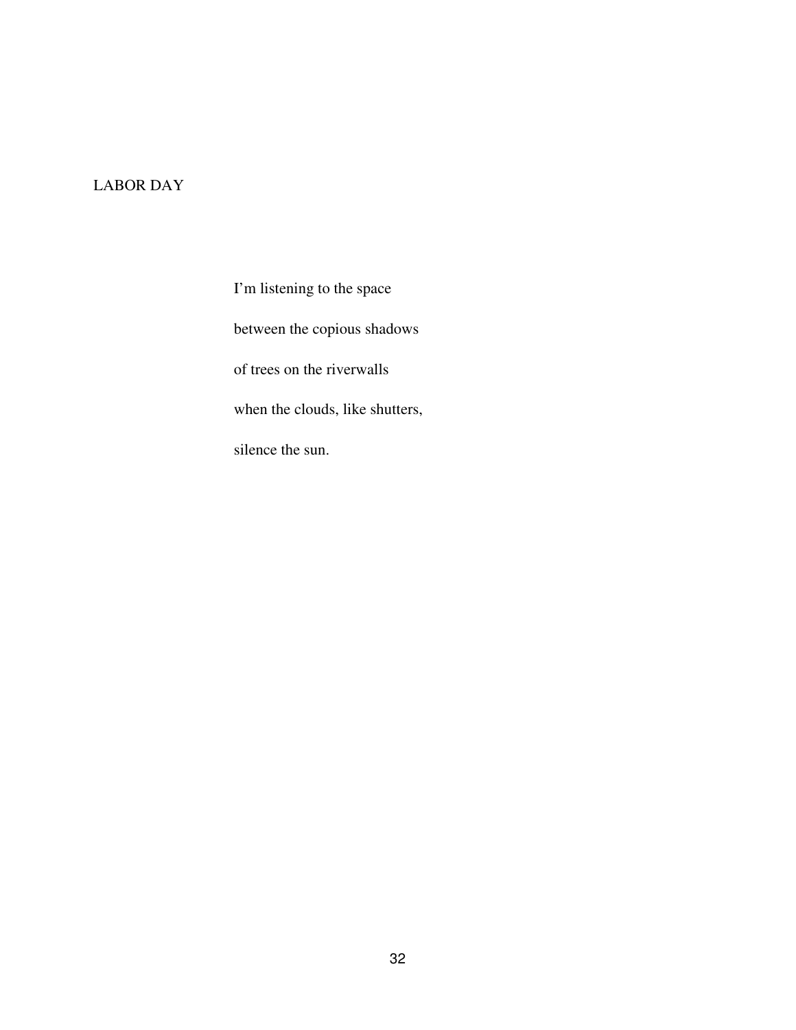## LABOR DAY

I'm listening to the space

between the copious shadows

of trees on the riverwalls

when the clouds, like shutters,

silence the sun.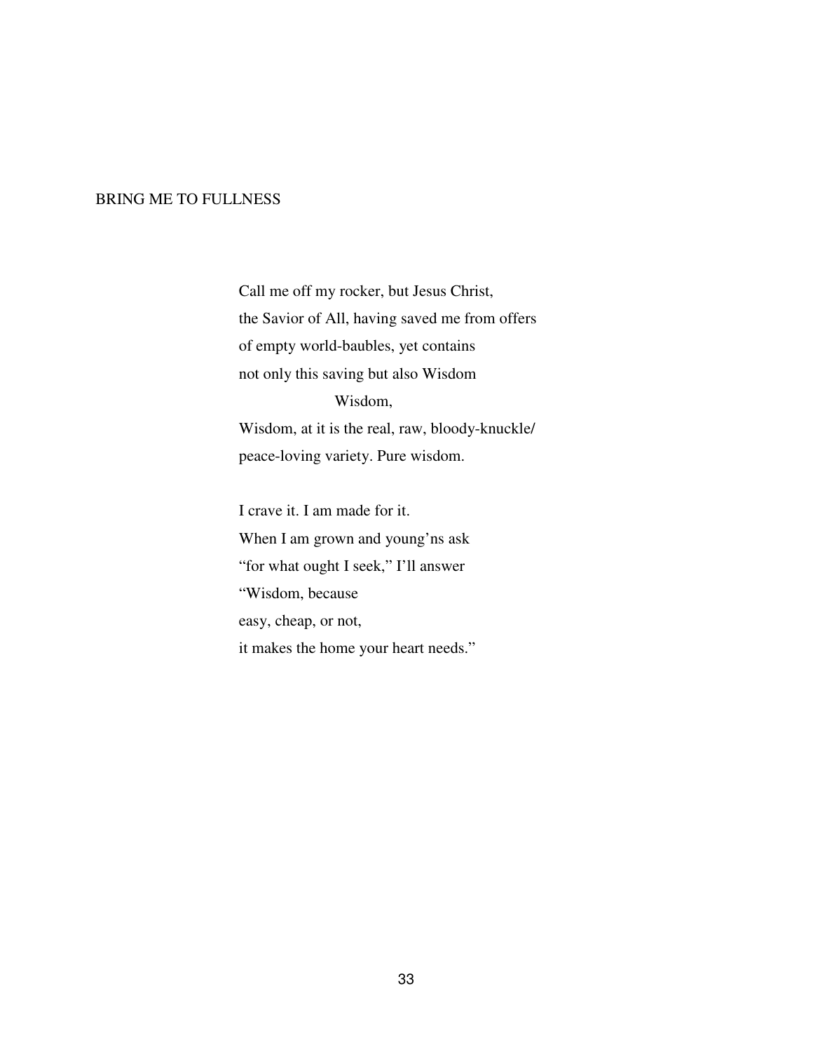## BRING ME TO FULLNESS

Call me off my rocker, but Jesus Christ,  
the Savior of All, having saved me from offers  
of empty world-baubles, yet contains  
not only this saving but also Wisdom  
&nbsp;&nbsp;&nbsp;&nbsp;&nbsp;&nbsp;&nbsp;&nbsp;&nbsp;&nbsp;&nbsp;&nbsp;&nbsp;&nbsp;&nbsp;&nbsp;&nbsp;&nbsp;&nbsp;&nbsp;Wisdom,  
Wisdom, at it is the real, raw, bloody-knuckle/  
peace-loving variety. Pure wisdom.

I crave it. I am made for it.  
When I am grown and young'ns ask  
"for what ought I seek," I'll answer  
"Wisdom, because  
easy, cheap, or not,  
it makes the home your heart needs."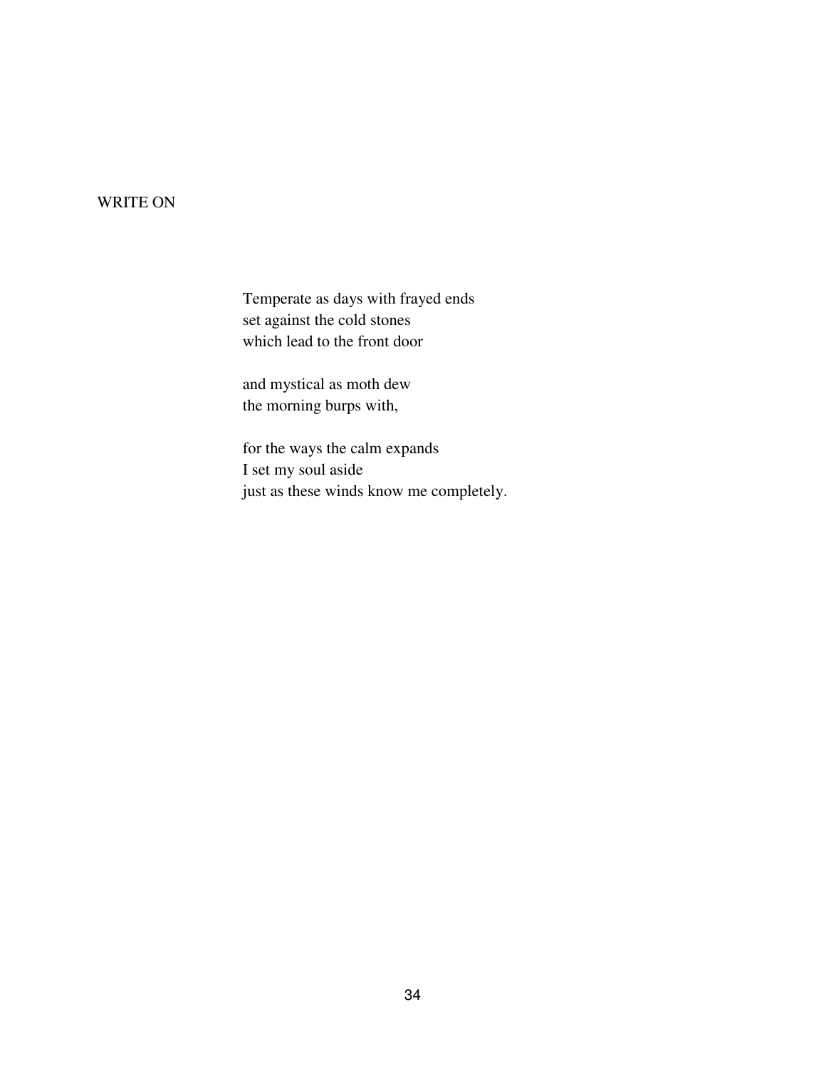# WRITE ON

Temperate as days with frayed ends  
set against the cold stones  
which lead to the front door

and mystical as moth dew  
the morning burps with,

for the ways the calm expands  
I set my soul aside  
just as these winds know me completely.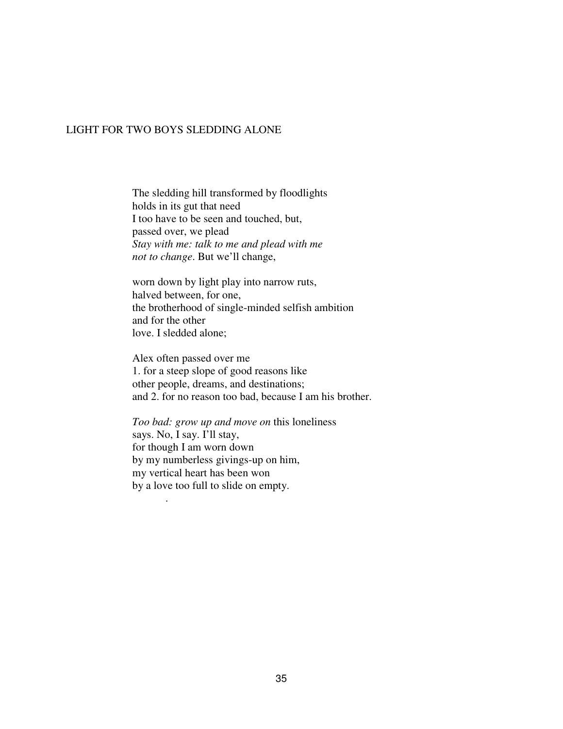# LIGHT FOR TWO BOYS SLEDDING ALONE

The sledding hill transformed by floodlights
holds in its gut that need
I too have to be seen and touched, but,
passed over, we plead
*Stay with me: talk to me and plead with me*
*not to change*. But we'll change,

worn down by light play into narrow ruts,
halved between, for one,
the brotherhood of single-minded selfish ambition
and for the other
love. I sledded alone;

Alex often passed over me
1. for a steep slope of good reasons like
other people, dreams, and destinations;
and 2. for no reason too bad, because I am his brother.

*Too bad: grow up and move on* this loneliness
says. No, I say. I'll stay,
for though I am worn down
by my numberless givings-up on him,
my vertical heart has been won
by a love too full to slide on empty.

.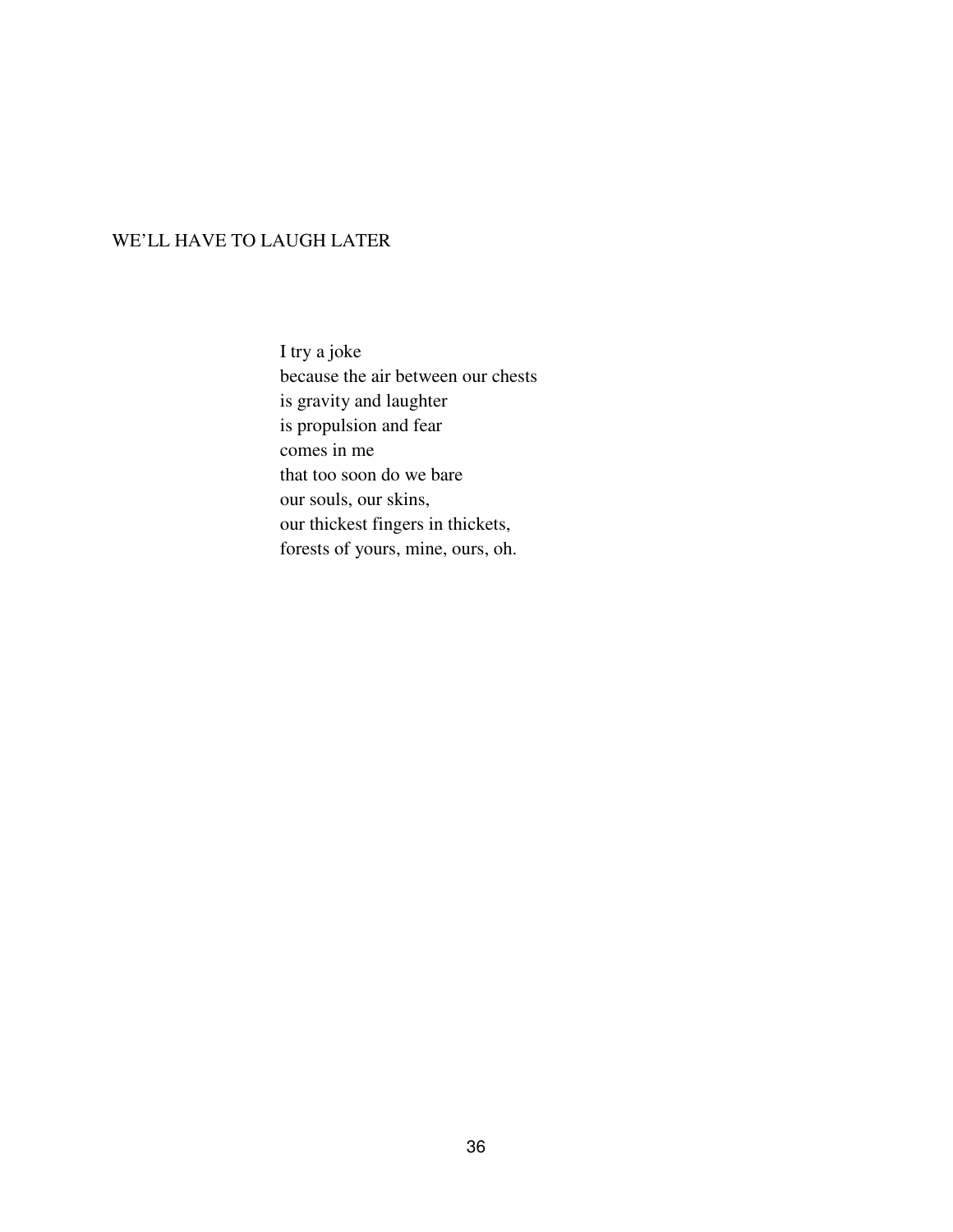## WE'LL HAVE TO LAUGH LATER

I try a joke  
because the air between our chests  
is gravity and laughter  
is propulsion and fear  
comes in me  
that too soon do we bare  
our souls, our skins,  
our thickest fingers in thickets,  
forests of yours, mine, ours, oh.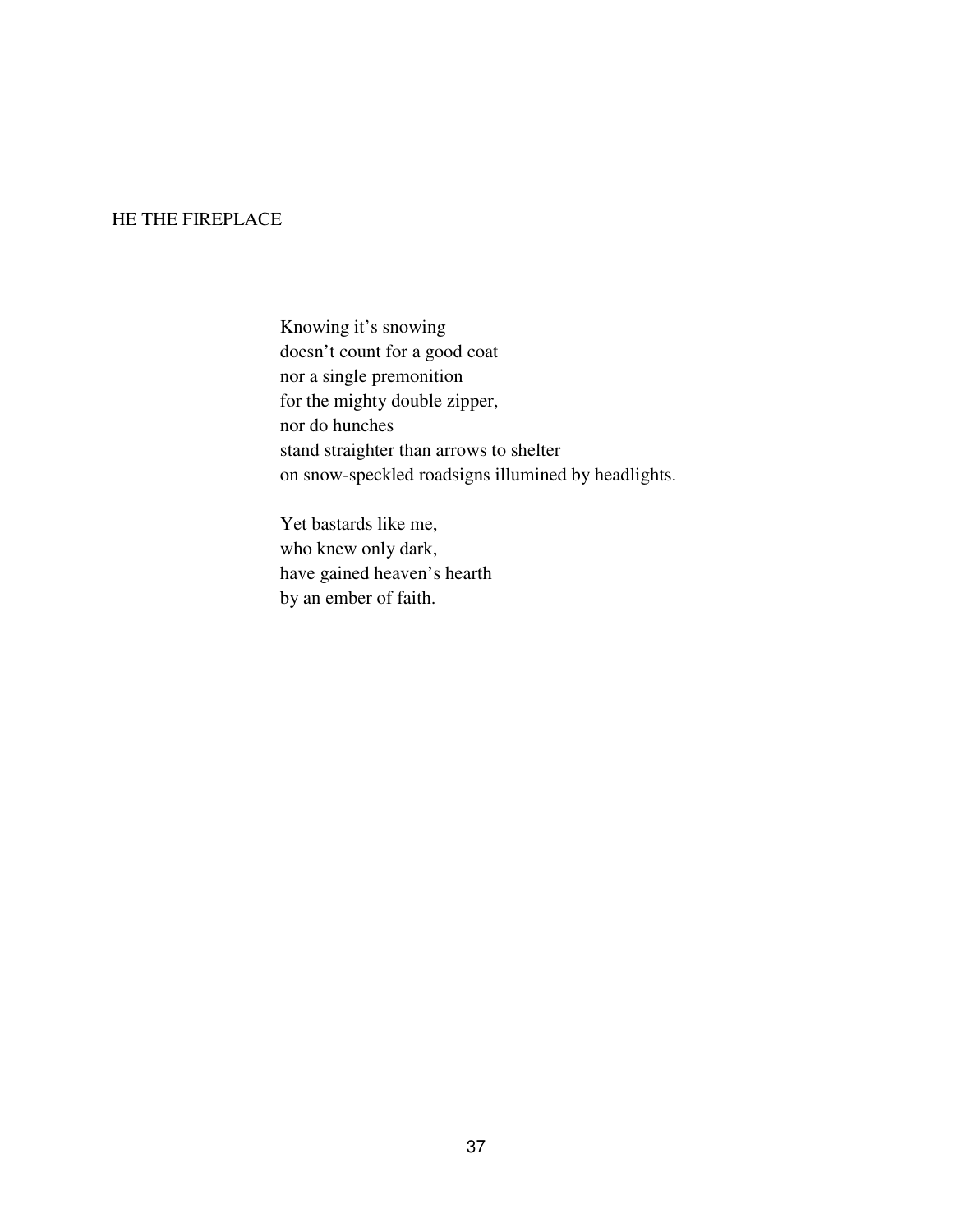## HE THE FIREPLACE

Knowing it's snowing  
doesn't count for a good coat  
nor a single premonition  
for the mighty double zipper,  
nor do hunches  
stand straighter than arrows to shelter  
on snow-speckled roadsigns illumined by headlights.

Yet bastards like me,  
who knew only dark,  
have gained heaven's hearth  
by an ember of faith.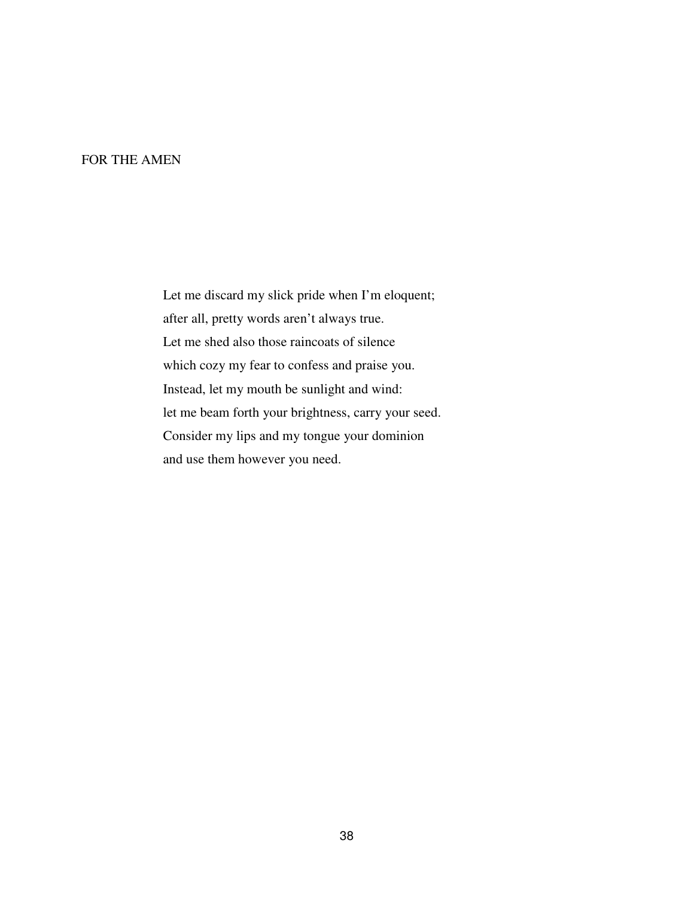## FOR THE AMEN

Let me discard my slick pride when I'm eloquent;
after all, pretty words aren't always true.
Let me shed also those raincoats of silence
which cozy my fear to confess and praise you.
Instead, let my mouth be sunlight and wind:
let me beam forth your brightness, carry your seed.
Consider my lips and my tongue your dominion
and use them however you need.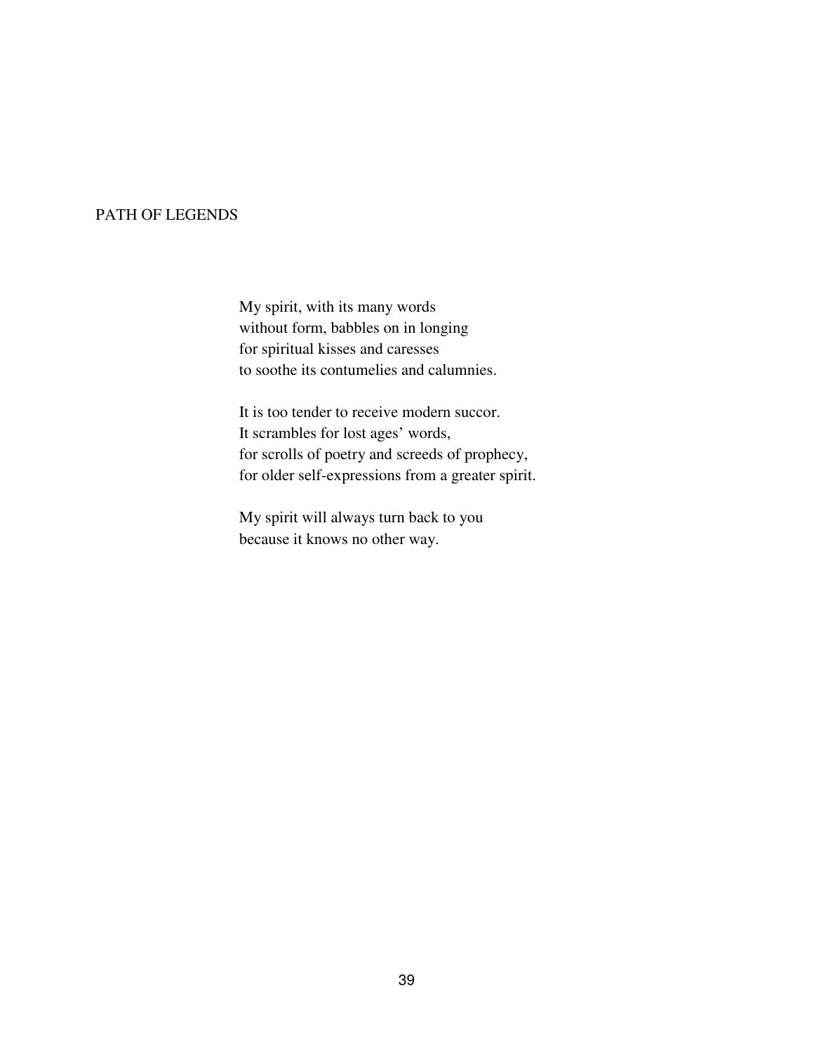## PATH OF LEGENDS

My spirit, with its many words
without form, babbles on in longing
for spiritual kisses and caresses
to soothe its contumelies and calumnies.

It is too tender to receive modern succor.
It scrambles for lost ages' words,
for scrolls of poetry and screeds of prophecy,
for older self-expressions from a greater spirit.

My spirit will always turn back to you
because it knows no other way.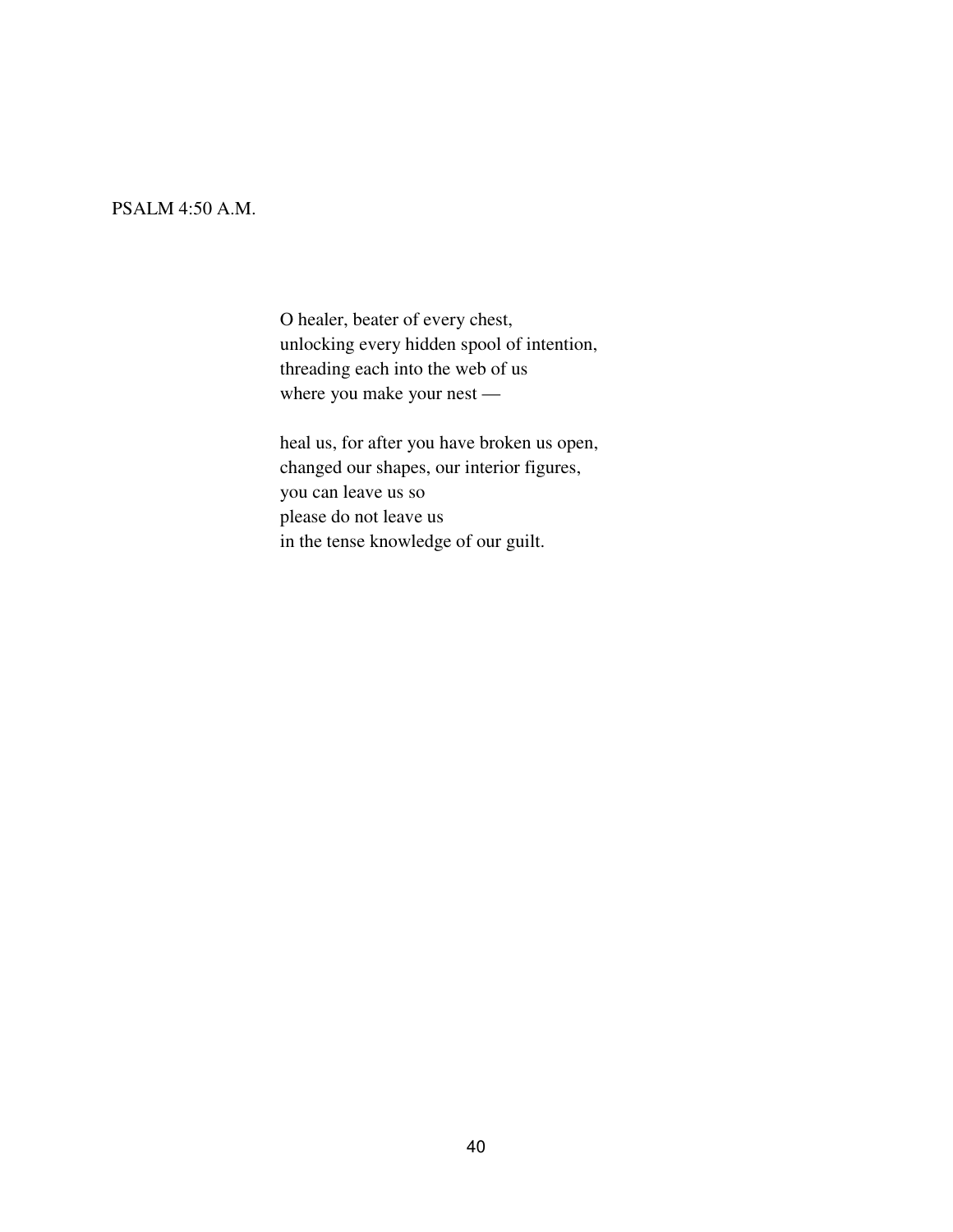PSALM 4:50 A.M.

O healer, beater of every chest,
unlocking every hidden spool of intention,
threading each into the web of us
where you make your nest —

heal us, for after you have broken us open,
changed our shapes, our interior figures,
you can leave us so
please do not leave us
in the tense knowledge of our guilt.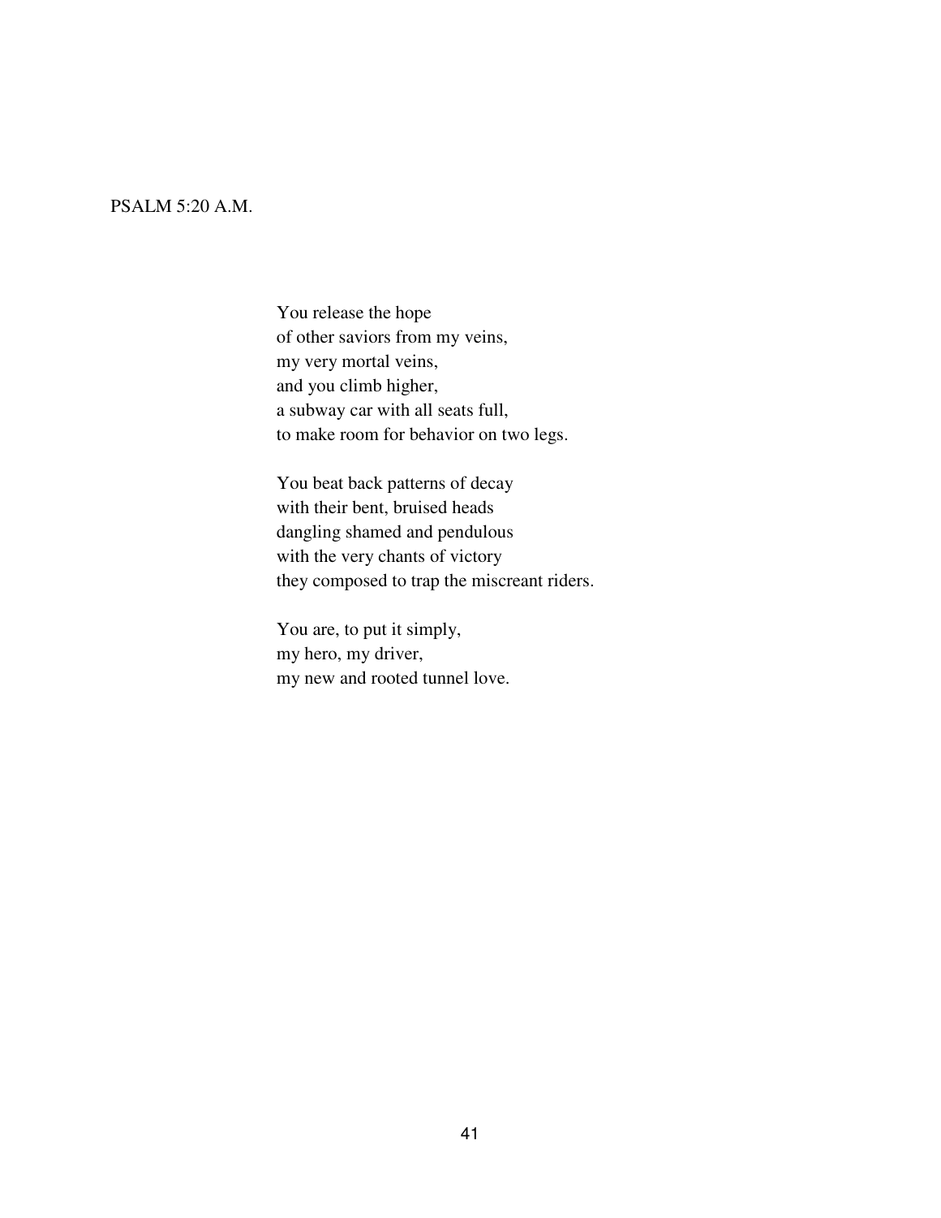## PSALM 5:20 A.M.

You release the hope  
of other saviors from my veins,  
my very mortal veins,  
and you climb higher,  
a subway car with all seats full,  
to make room for behavior on two legs.

You beat back patterns of decay  
with their bent, bruised heads  
dangling shamed and pendulous  
with the very chants of victory  
they composed to trap the miscreant riders.

You are, to put it simply,  
my hero, my driver,  
my new and rooted tunnel love.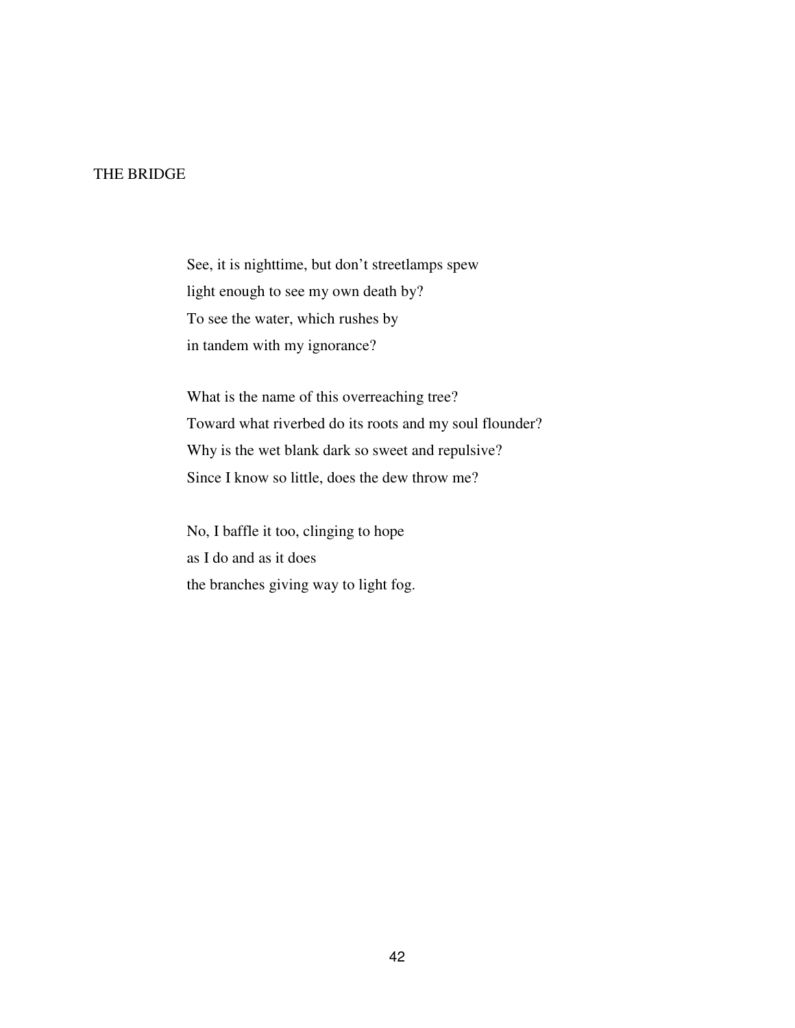## THE BRIDGE

See, it is nighttime, but don't streetlamps spew  
light enough to see my own death by?  
To see the water, which rushes by  
in tandem with my ignorance?

What is the name of this overreaching tree?  
Toward what riverbed do its roots and my soul flounder?  
Why is the wet blank dark so sweet and repulsive?  
Since I know so little, does the dew throw me?

No, I baffle it too, clinging to hope  
as I do and as it does  
the branches giving way to light fog.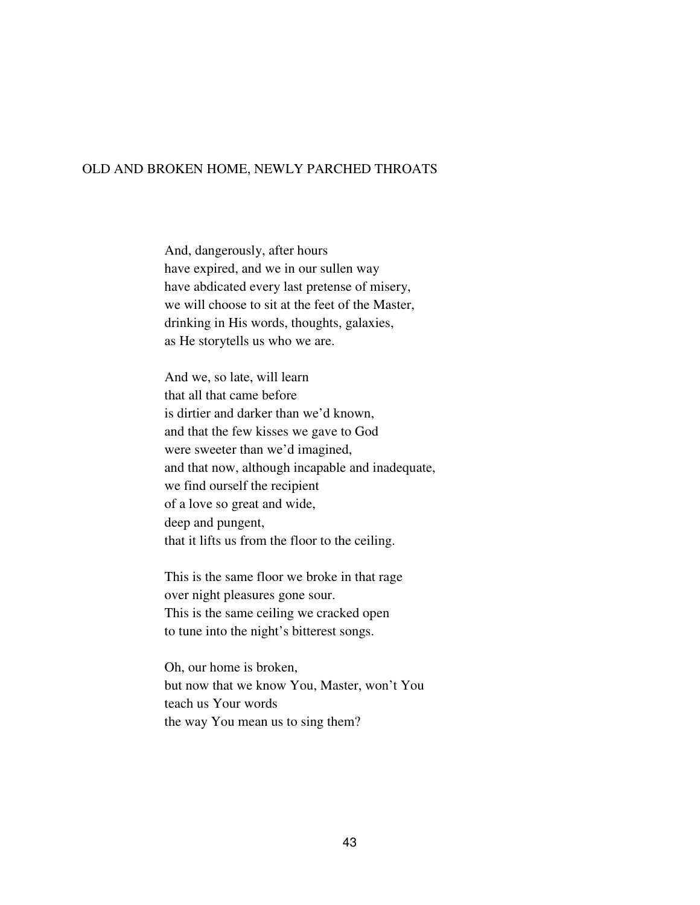## OLD AND BROKEN HOME, NEWLY PARCHED THROATS

And, dangerously, after hours  
have expired, and we in our sullen way  
have abdicated every last pretense of misery,  
we will choose to sit at the feet of the Master,  
drinking in His words, thoughts, galaxies,  
as He storytells us who we are.

And we, so late, will learn  
that all that came before  
is dirtier and darker than we'd known,  
and that the few kisses we gave to God  
were sweeter than we'd imagined,  
and that now, although incapable and inadequate,  
we find ourself the recipient  
of a love so great and wide,  
deep and pungent,  
that it lifts us from the floor to the ceiling.

This is the same floor we broke in that rage  
over night pleasures gone sour.  
This is the same ceiling we cracked open  
to tune into the night's bitterest songs.

Oh, our home is broken,  
but now that we know You, Master, won't You  
teach us Your words  
the way You mean us to sing them?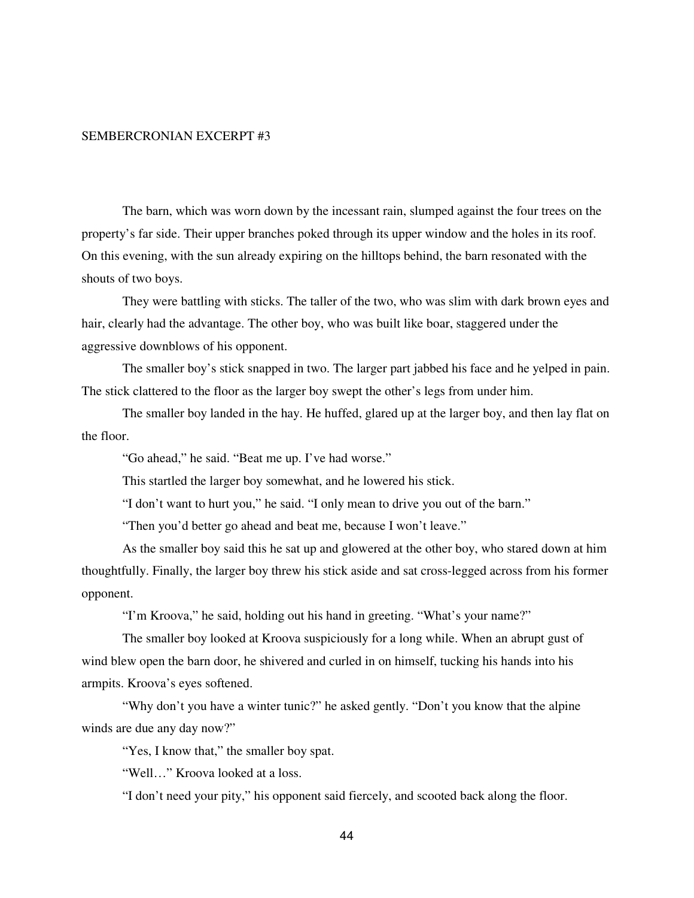SEMBERCRONIAN EXCERPT #3

The barn, which was worn down by the incessant rain, slumped against the four trees on the property's far side. Their upper branches poked through its upper window and the holes in its roof. On this evening, with the sun already expiring on the hilltops behind, the barn resonated with the shouts of two boys.

They were battling with sticks. The taller of the two, who was slim with dark brown eyes and hair, clearly had the advantage. The other boy, who was built like boar, staggered under the aggressive downblows of his opponent.

The smaller boy's stick snapped in two. The larger part jabbed his face and he yelped in pain. The stick clattered to the floor as the larger boy swept the other's legs from under him.

The smaller boy landed in the hay. He huffed, glared up at the larger boy, and then lay flat on the floor.

"Go ahead," he said. "Beat me up. I've had worse."

This startled the larger boy somewhat, and he lowered his stick.

"I don't want to hurt you," he said. "I only mean to drive you out of the barn."

"Then you'd better go ahead and beat me, because I won't leave."

As the smaller boy said this he sat up and glowered at the other boy, who stared down at him thoughtfully. Finally, the larger boy threw his stick aside and sat cross-legged across from his former opponent.

"I'm Kroova," he said, holding out his hand in greeting. "What's your name?"

The smaller boy looked at Kroova suspiciously for a long while. When an abrupt gust of wind blew open the barn door, he shivered and curled in on himself, tucking his hands into his armpits. Kroova's eyes softened.

"Why don't you have a winter tunic?" he asked gently. "Don't you know that the alpine winds are due any day now?"

"Yes, I know that," the smaller boy spat.

"Well…" Kroova looked at a loss.

"I don't need your pity," his opponent said fiercely, and scooted back along the floor.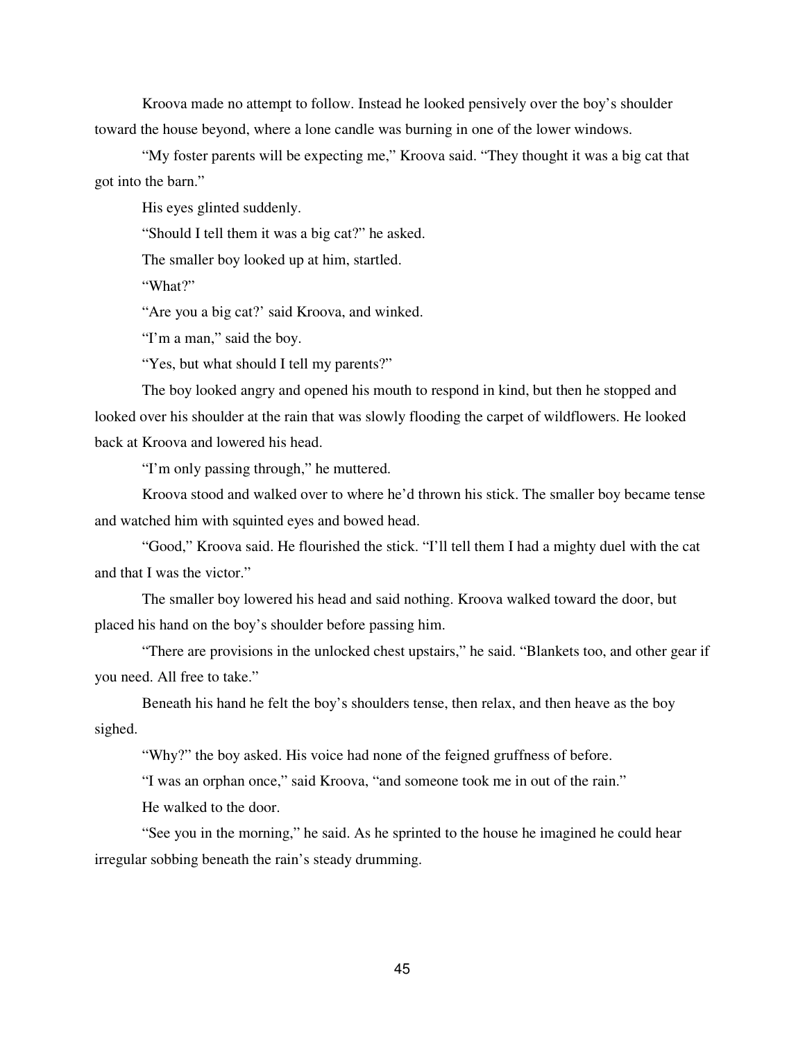Kroova made no attempt to follow. Instead he looked pensively over the boy's shoulder toward the house beyond, where a lone candle was burning in one of the lower windows.

"My foster parents will be expecting me," Kroova said. "They thought it was a big cat that got into the barn."

His eyes glinted suddenly.

"Should I tell them it was a big cat?" he asked.

The smaller boy looked up at him, startled.

"What?"

"Are you a big cat?' said Kroova, and winked.

"I'm a man," said the boy.

"Yes, but what should I tell my parents?"

The boy looked angry and opened his mouth to respond in kind, but then he stopped and looked over his shoulder at the rain that was slowly flooding the carpet of wildflowers. He looked back at Kroova and lowered his head.

"I'm only passing through," he muttered.

Kroova stood and walked over to where he'd thrown his stick. The smaller boy became tense and watched him with squinted eyes and bowed head.

"Good," Kroova said. He flourished the stick. "I'll tell them I had a mighty duel with the cat and that I was the victor."

The smaller boy lowered his head and said nothing. Kroova walked toward the door, but placed his hand on the boy's shoulder before passing him.

"There are provisions in the unlocked chest upstairs," he said. "Blankets too, and other gear if you need. All free to take."

Beneath his hand he felt the boy's shoulders tense, then relax, and then heave as the boy sighed.

"Why?" the boy asked. His voice had none of the feigned gruffness of before.

"I was an orphan once," said Kroova, "and someone took me in out of the rain."

He walked to the door.

"See you in the morning," he said. As he sprinted to the house he imagined he could hear irregular sobbing beneath the rain's steady drumming.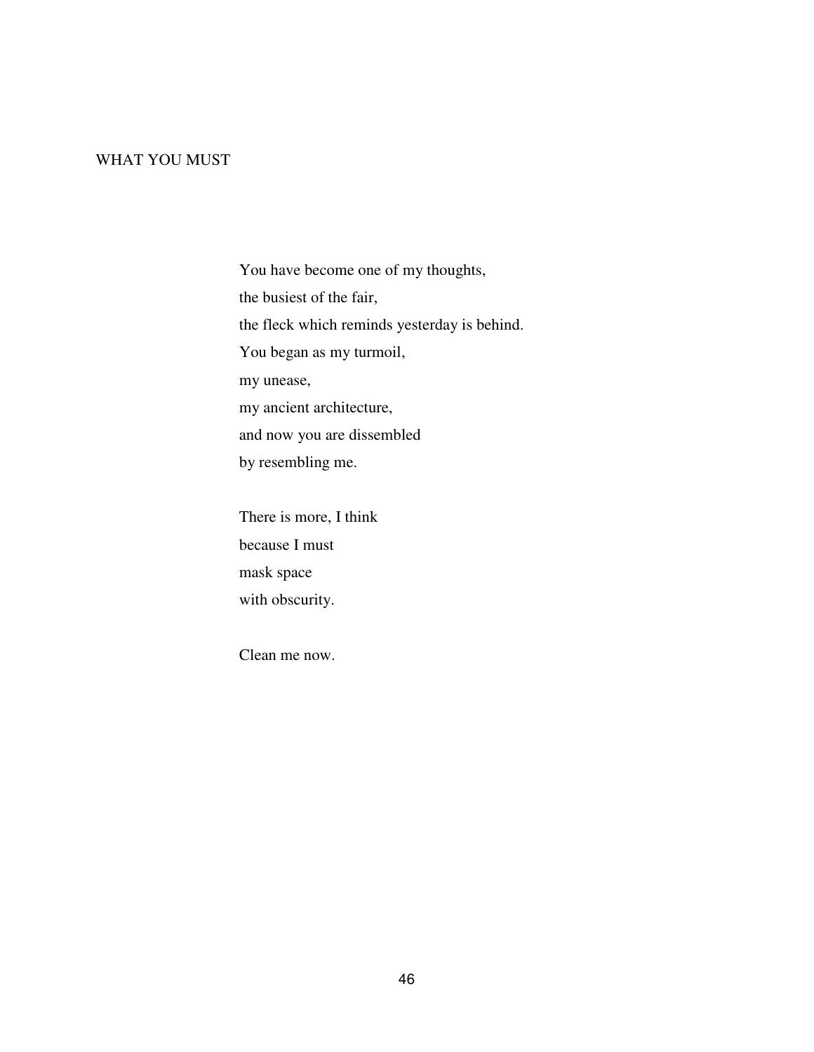## WHAT YOU MUST

You have become one of my thoughts,
the busiest of the fair,
the fleck which reminds yesterday is behind.
You began as my turmoil,
my unease,
my ancient architecture,
and now you are dissembled
by resembling me.

There is more, I think
because I must
mask space
with obscurity.

Clean me now.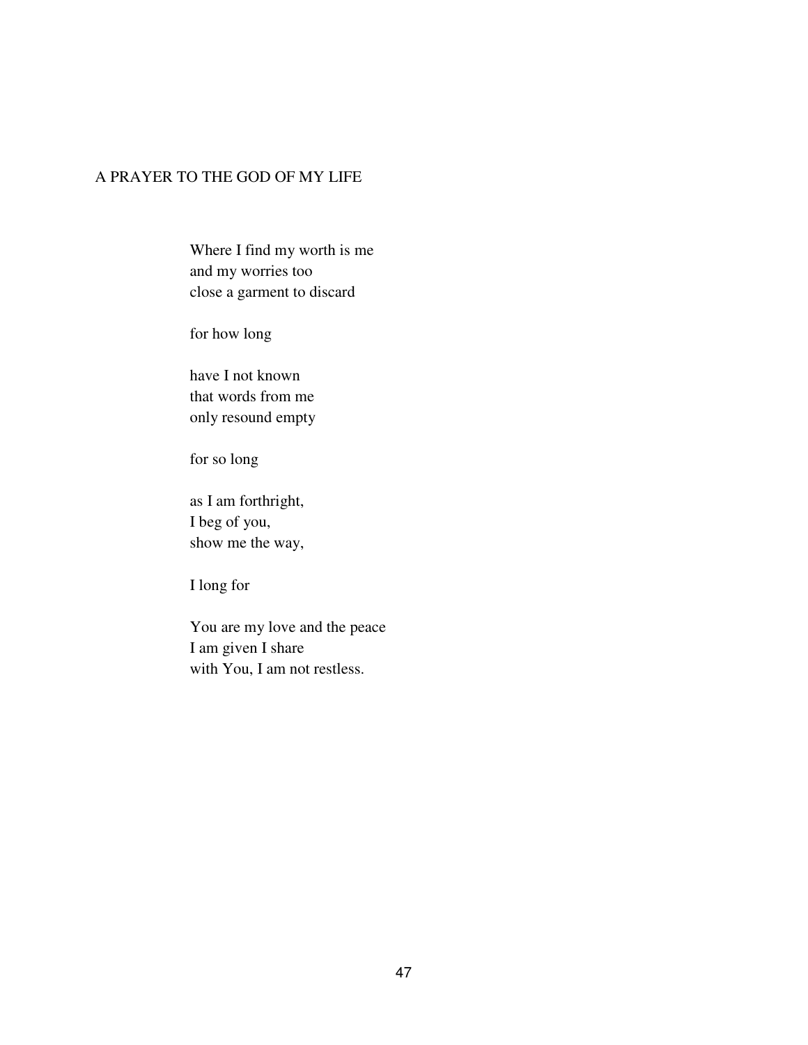## A PRAYER TO THE GOD OF MY LIFE

Where I find my worth is me  
and my worries too  
close a garment to discard

for how long

have I not known  
that words from me  
only resound empty

for so long

as I am forthright,  
I beg of you,  
show me the way,

I long for

You are my love and the peace  
I am given I share  
with You, I am not restless.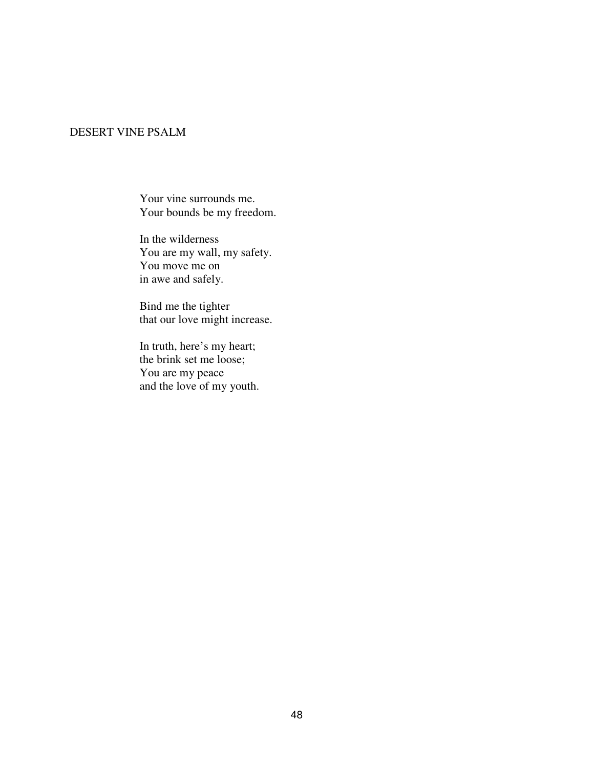## DESERT VINE PSALM

Your vine surrounds me.  
Your bounds be my freedom.

In the wilderness  
You are my wall, my safety.  
You move me on  
in awe and safely.

Bind me the tighter  
that our love might increase.

In truth, here’s my heart;  
the brink set me loose;  
You are my peace  
and the love of my youth.